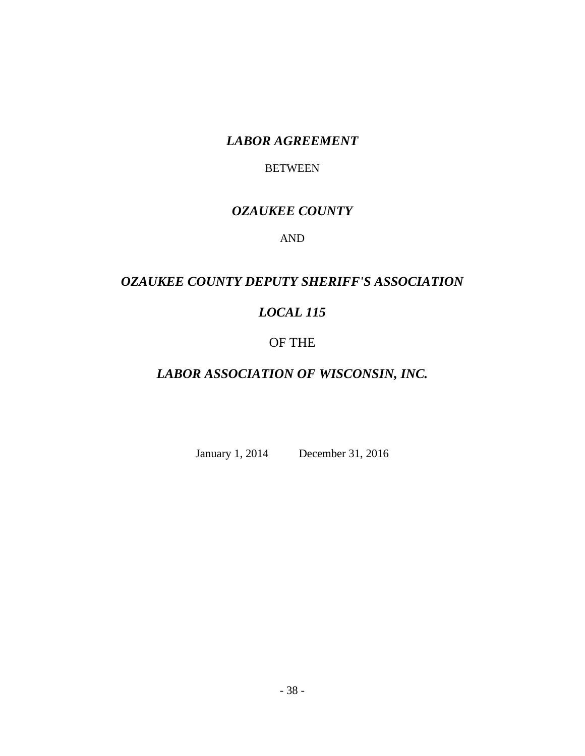# *LABOR AGREEMENT*

BETWEEN

## *OZAUKEE COUNTY*

AND

## *OZAUKEE COUNTY DEPUTY SHERIFF'S ASSOCIATION*

## *LOCAL 115*

OF THE

## *LABOR ASSOCIATION OF WISCONSIN, INC.*

January 1, 2014 December 31, 2016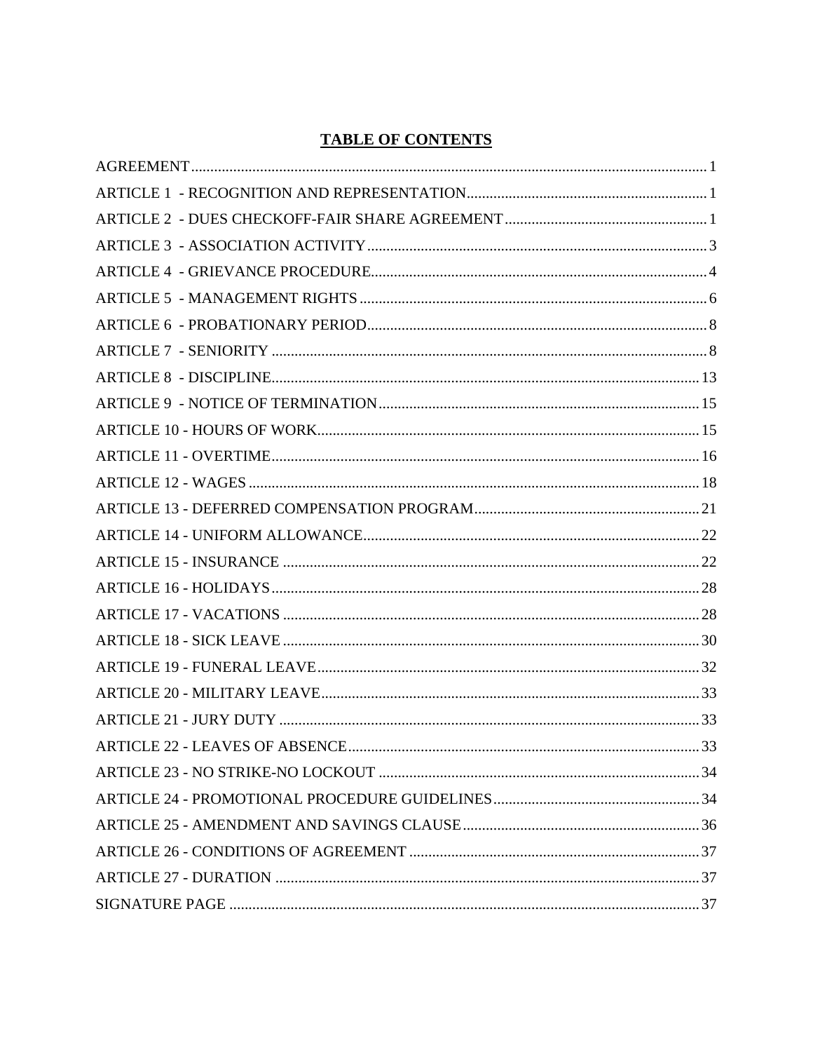# TABLE OF CONTENTS

AGREEMENT ..... 1

ARTICLE 1 - RECOGNITION AND REPRESENTATION ..... 1

ARTICLE 2 - DUES CHECKOFF-FAIR SHARE AGREEMENT ..... 1

ARTICLE 3 - ASSOCIATION ACTIVITY ..... 3

ARTICLE 4 - GRIEVANCE PROCEDURE ..... 4

ARTICLE 5 - MANAGEMENT RIGHTS ..... 6

ARTICLE 6 - PROBATIONARY PERIOD ..... 8

ARTICLE 7 - SENIORITY ..... 8

ARTICLE 8 - DISCIPLINE ..... 13

ARTICLE 9 - NOTICE OF TERMINATION ..... 15

ARTICLE 10 - HOURS OF WORK ..... 15

ARTICLE 11 - OVERTIME ..... 16

ARTICLE 12 - WAGES ..... 18

ARTICLE 13 - DEFERRED COMPENSATION PROGRAM ..... 21

ARTICLE 14 - UNIFORM ALLOWANCE ..... 22

ARTICLE 15 - INSURANCE ..... 22

ARTICLE 16 - HOLIDAYS ..... 28

ARTICLE 17 - VACATIONS ..... 28

ARTICLE 18 - SICK LEAVE ..... 30

ARTICLE 19 - FUNERAL LEAVE ..... 32

ARTICLE 20 - MILITARY LEAVE ..... 33

ARTICLE 21 - JURY DUTY ..... 33

ARTICLE 22 - LEAVES OF ABSENCE ..... 33

ARTICLE 23 - NO STRIKE-NO LOCKOUT ..... 34

ARTICLE 24 - PROMOTIONAL PROCEDURE GUIDELINES ..... 34

ARTICLE 25 - AMENDMENT AND SAVINGS CLAUSE ..... 36

ARTICLE 26 - CONDITIONS OF AGREEMENT ..... 37

ARTICLE 27 - DURATION ..... 37

SIGNATURE PAGE ..... 37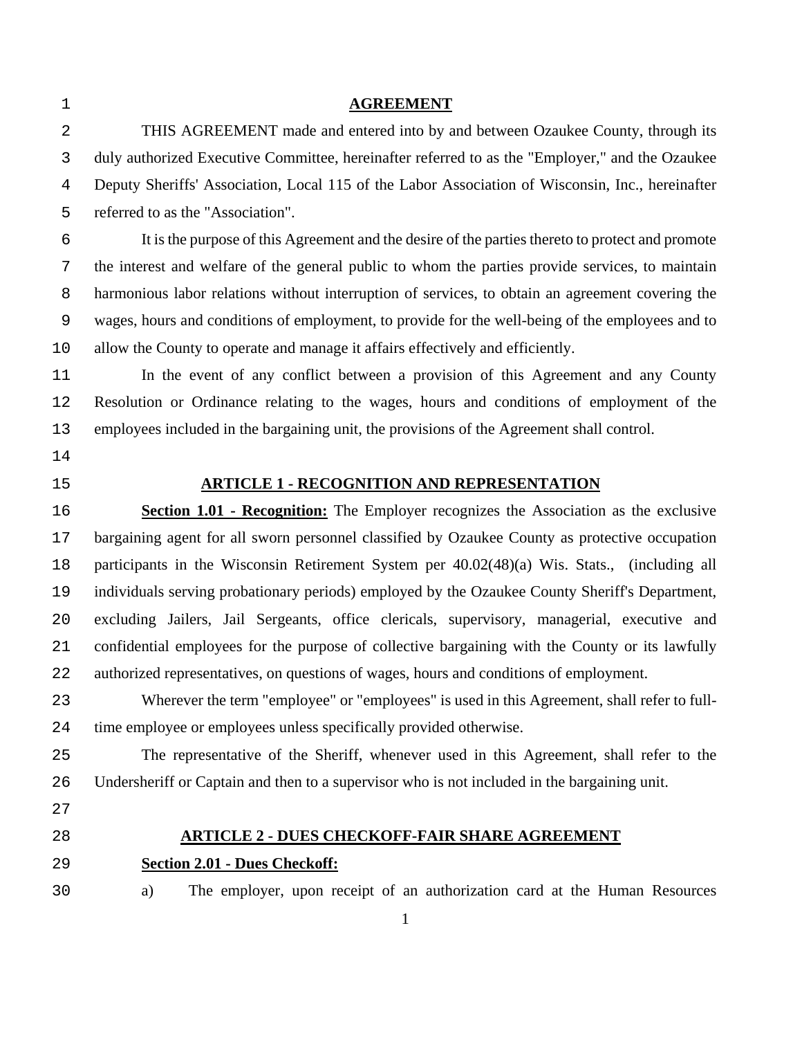# AGREEMENT

THIS AGREEMENT made and entered into by and between Ozaukee County, through its duly authorized Executive Committee, hereinafter referred to as the "Employer," and the Ozaukee Deputy Sheriffs' Association, Local 115 of the Labor Association of Wisconsin, Inc., hereinafter referred to as the "Association".

It is the purpose of this Agreement and the desire of the parties thereto to protect and promote the interest and welfare of the general public to whom the parties provide services, to maintain harmonious labor relations without interruption of services, to obtain an agreement covering the wages, hours and conditions of employment, to provide for the well-being of the employees and to allow the County to operate and manage it affairs effectively and efficiently.

In the event of any conflict between a provision of this Agreement and any County Resolution or Ordinance relating to the wages, hours and conditions of employment of the employees included in the bargaining unit, the provisions of the Agreement shall control.

## ARTICLE 1 - RECOGNITION AND REPRESENTATION

**Section 1.01 - Recognition:** The Employer recognizes the Association as the exclusive bargaining agent for all sworn personnel classified by Ozaukee County as protective occupation participants in the Wisconsin Retirement System per 40.02(48)(a) Wis. Stats., (including all individuals serving probationary periods) employed by the Ozaukee County Sheriff's Department, excluding Jailers, Jail Sergeants, office clericals, supervisory, managerial, executive and confidential employees for the purpose of collective bargaining with the County or its lawfully authorized representatives, on questions of wages, hours and conditions of employment.

Wherever the term "employee" or "employees" is used in this Agreement, shall refer to full-time employee or employees unless specifically provided otherwise.

The representative of the Sheriff, whenever used in this Agreement, shall refer to the Undersheriff or Captain and then to a supervisor who is not included in the bargaining unit.

## ARTICLE 2 - DUES CHECKOFF-FAIR SHARE AGREEMENT

**Section 2.01 - Dues Checkoff:**

a) The employer, upon receipt of an authorization card at the Human Resources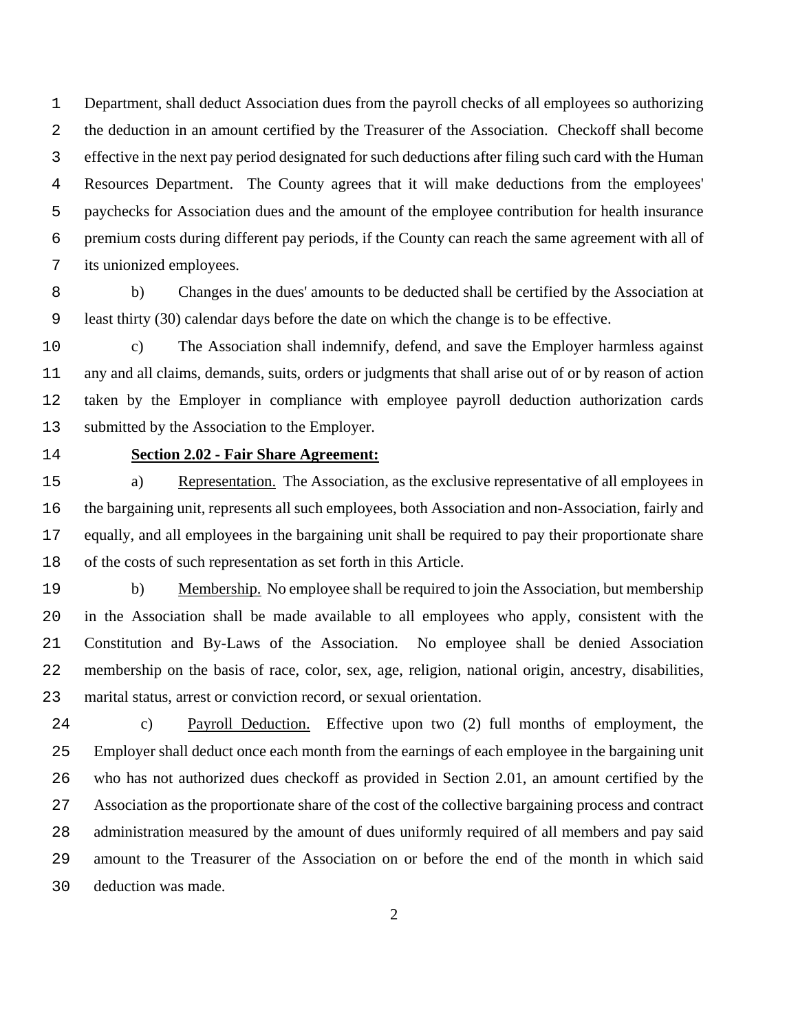Department, shall deduct Association dues from the payroll checks of all employees so authorizing the deduction in an amount certified by the Treasurer of the Association. Checkoff shall become effective in the next pay period designated for such deductions after filing such card with the Human Resources Department. The County agrees that it will make deductions from the employees' paychecks for Association dues and the amount of the employee contribution for health insurance premium costs during different pay periods, if the County can reach the same agreement with all of its unionized employees.

b) Changes in the dues' amounts to be deducted shall be certified by the Association at least thirty (30) calendar days before the date on which the change is to be effective.

c) The Association shall indemnify, defend, and save the Employer harmless against any and all claims, demands, suits, orders or judgments that shall arise out of or by reason of action taken by the Employer in compliance with employee payroll deduction authorization cards submitted by the Association to the Employer.

**Section 2.02 - Fair Share Agreement:**

a) Representation. The Association, as the exclusive representative of all employees in the bargaining unit, represents all such employees, both Association and non-Association, fairly and equally, and all employees in the bargaining unit shall be required to pay their proportionate share of the costs of such representation as set forth in this Article.

b) Membership. No employee shall be required to join the Association, but membership in the Association shall be made available to all employees who apply, consistent with the Constitution and By-Laws of the Association. No employee shall be denied Association membership on the basis of race, color, sex, age, religion, national origin, ancestry, disabilities, marital status, arrest or conviction record, or sexual orientation.

c) Payroll Deduction. Effective upon two (2) full months of employment, the Employer shall deduct once each month from the earnings of each employee in the bargaining unit who has not authorized dues checkoff as provided in Section 2.01, an amount certified by the Association as the proportionate share of the cost of the collective bargaining process and contract administration measured by the amount of dues uniformly required of all members and pay said amount to the Treasurer of the Association on or before the end of the month in which said deduction was made.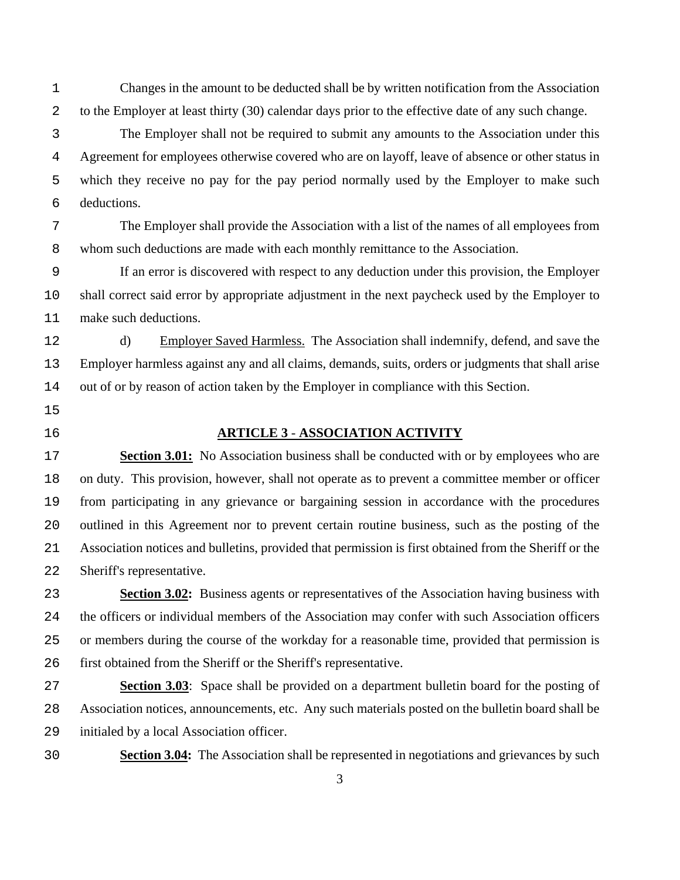Changes in the amount to be deducted shall be by written notification from the Association to the Employer at least thirty (30) calendar days prior to the effective date of any such change.

The Employer shall not be required to submit any amounts to the Association under this Agreement for employees otherwise covered who are on layoff, leave of absence or other status in which they receive no pay for the pay period normally used by the Employer to make such deductions.

The Employer shall provide the Association with a list of the names of all employees from whom such deductions are made with each monthly remittance to the Association.

If an error is discovered with respect to any deduction under this provision, the Employer shall correct said error by appropriate adjustment in the next paycheck used by the Employer to make such deductions.

d) Employer Saved Harmless. The Association shall indemnify, defend, and save the Employer harmless against any and all claims, demands, suits, orders or judgments that shall arise out of or by reason of action taken by the Employer in compliance with this Section.

## ARTICLE 3 - ASSOCIATION ACTIVITY

**Section 3.01:** No Association business shall be conducted with or by employees who are on duty. This provision, however, shall not operate as to prevent a committee member or officer from participating in any grievance or bargaining session in accordance with the procedures outlined in this Agreement nor to prevent certain routine business, such as the posting of the Association notices and bulletins, provided that permission is first obtained from the Sheriff or the Sheriff's representative.

**Section 3.02:** Business agents or representatives of the Association having business with the officers or individual members of the Association may confer with such Association officers or members during the course of the workday for a reasonable time, provided that permission is first obtained from the Sheriff or the Sheriff's representative.

**Section 3.03**: Space shall be provided on a department bulletin board for the posting of Association notices, announcements, etc. Any such materials posted on the bulletin board shall be initialed by a local Association officer.

**Section 3.04:** The Association shall be represented in negotiations and grievances by such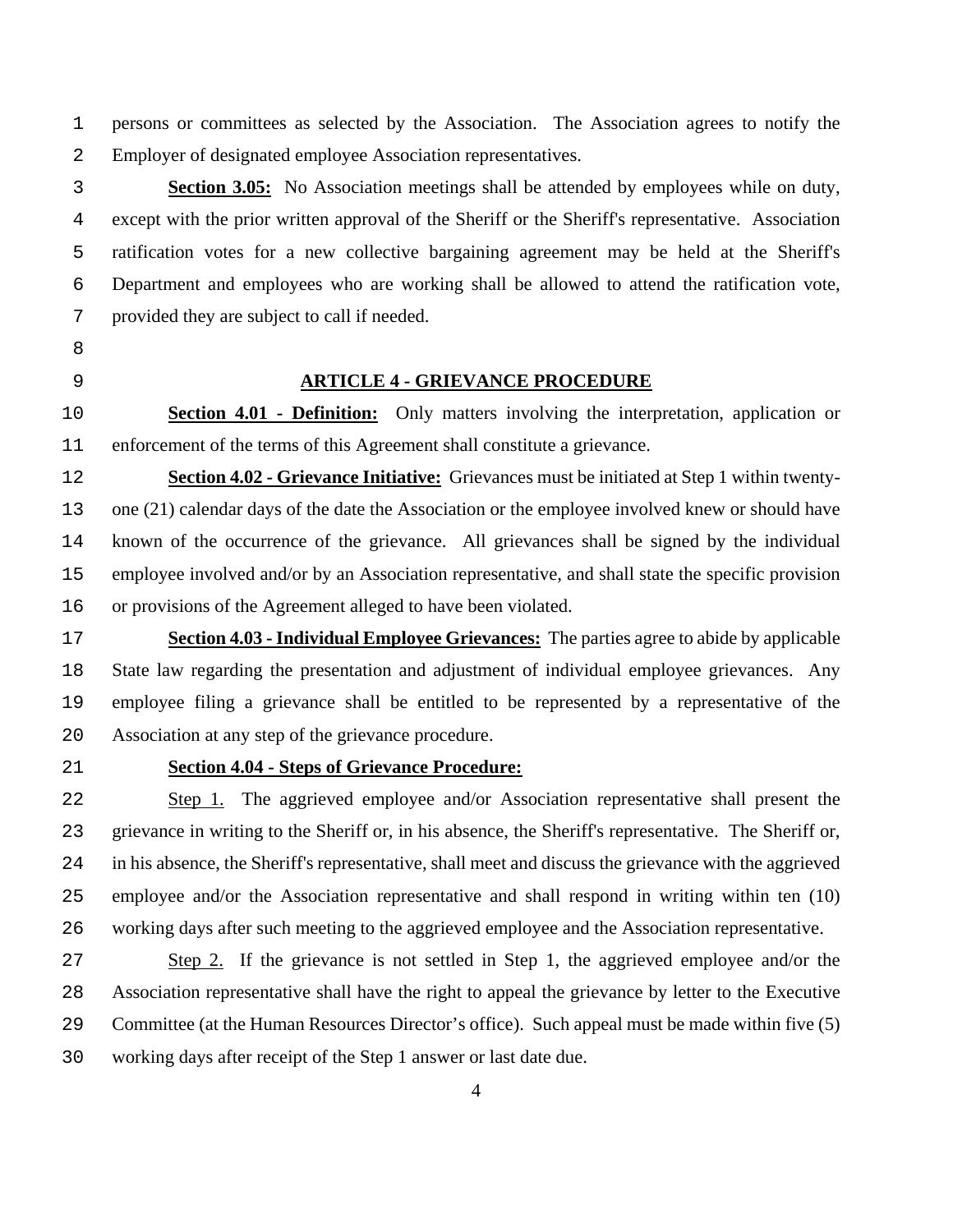persons or committees as selected by the Association. The Association agrees to notify the Employer of designated employee Association representatives.

**Section 3.05:** No Association meetings shall be attended by employees while on duty, except with the prior written approval of the Sheriff or the Sheriff's representative. Association ratification votes for a new collective bargaining agreement may be held at the Sheriff's Department and employees who are working shall be allowed to attend the ratification vote, provided they are subject to call if needed.

## ARTICLE 4 - GRIEVANCE PROCEDURE

**Section 4.01 - Definition:** Only matters involving the interpretation, application or enforcement of the terms of this Agreement shall constitute a grievance.

**Section 4.02 - Grievance Initiative:** Grievances must be initiated at Step 1 within twenty-one (21) calendar days of the date the Association or the employee involved knew or should have known of the occurrence of the grievance. All grievances shall be signed by the individual employee involved and/or by an Association representative, and shall state the specific provision or provisions of the Agreement alleged to have been violated.

**Section 4.03 - Individual Employee Grievances:** The parties agree to abide by applicable State law regarding the presentation and adjustment of individual employee grievances. Any employee filing a grievance shall be entitled to be represented by a representative of the Association at any step of the grievance procedure.

**Section 4.04 - Steps of Grievance Procedure:**

Step 1. The aggrieved employee and/or Association representative shall present the grievance in writing to the Sheriff or, in his absence, the Sheriff's representative. The Sheriff or, in his absence, the Sheriff's representative, shall meet and discuss the grievance with the aggrieved employee and/or the Association representative and shall respond in writing within ten (10) working days after such meeting to the aggrieved employee and the Association representative.

Step 2. If the grievance is not settled in Step 1, the aggrieved employee and/or the Association representative shall have the right to appeal the grievance by letter to the Executive Committee (at the Human Resources Director's office). Such appeal must be made within five (5) working days after receipt of the Step 1 answer or last date due.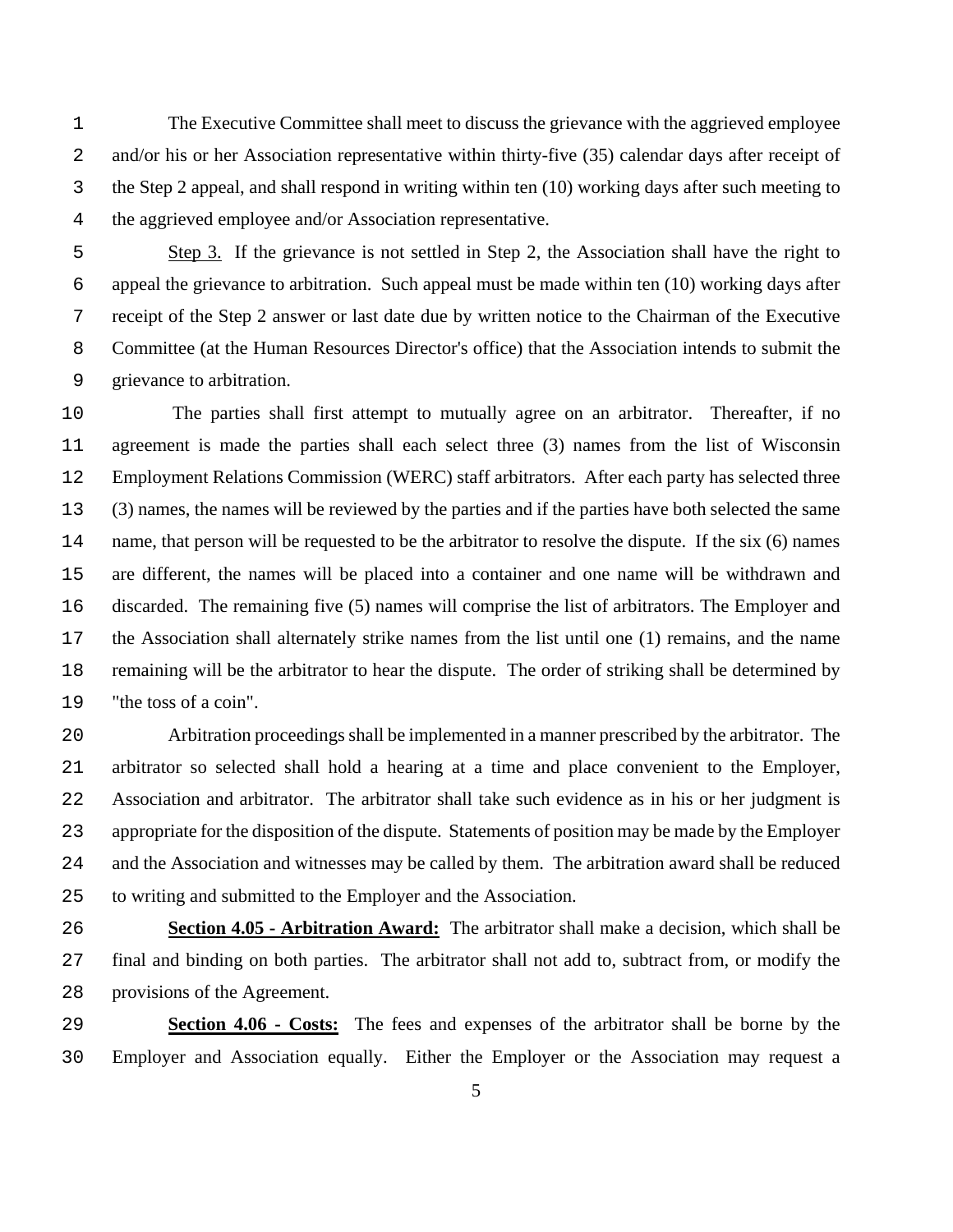The Executive Committee shall meet to discuss the grievance with the aggrieved employee and/or his or her Association representative within thirty-five (35) calendar days after receipt of the Step 2 appeal, and shall respond in writing within ten (10) working days after such meeting to the aggrieved employee and/or Association representative.

Step 3. If the grievance is not settled in Step 2, the Association shall have the right to appeal the grievance to arbitration. Such appeal must be made within ten (10) working days after receipt of the Step 2 answer or last date due by written notice to the Chairman of the Executive Committee (at the Human Resources Director's office) that the Association intends to submit the grievance to arbitration.

The parties shall first attempt to mutually agree on an arbitrator. Thereafter, if no agreement is made the parties shall each select three (3) names from the list of Wisconsin Employment Relations Commission (WERC) staff arbitrators. After each party has selected three (3) names, the names will be reviewed by the parties and if the parties have both selected the same name, that person will be requested to be the arbitrator to resolve the dispute. If the six (6) names are different, the names will be placed into a container and one name will be withdrawn and discarded. The remaining five (5) names will comprise the list of arbitrators. The Employer and the Association shall alternately strike names from the list until one (1) remains, and the name remaining will be the arbitrator to hear the dispute. The order of striking shall be determined by "the toss of a coin".

Arbitration proceedings shall be implemented in a manner prescribed by the arbitrator. The arbitrator so selected shall hold a hearing at a time and place convenient to the Employer, Association and arbitrator. The arbitrator shall take such evidence as in his or her judgment is appropriate for the disposition of the dispute. Statements of position may be made by the Employer and the Association and witnesses may be called by them. The arbitration award shall be reduced to writing and submitted to the Employer and the Association.

**Section 4.05 - Arbitration Award:** The arbitrator shall make a decision, which shall be final and binding on both parties. The arbitrator shall not add to, subtract from, or modify the provisions of the Agreement.

**Section 4.06 - Costs:** The fees and expenses of the arbitrator shall be borne by the Employer and Association equally. Either the Employer or the Association may request a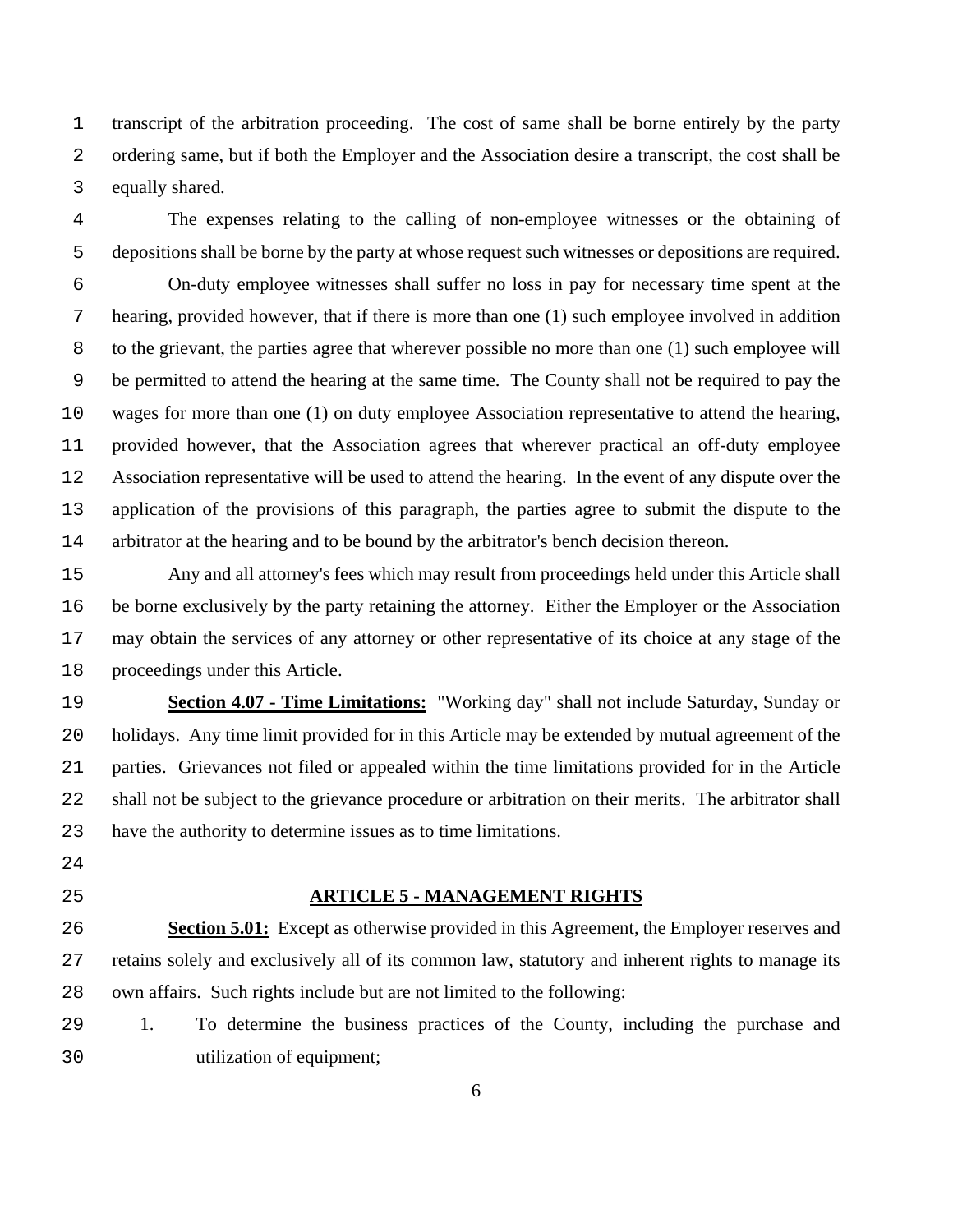transcript of the arbitration proceeding. The cost of same shall be borne entirely by the party ordering same, but if both the Employer and the Association desire a transcript, the cost shall be equally shared.

The expenses relating to the calling of non-employee witnesses or the obtaining of depositions shall be borne by the party at whose request such witnesses or depositions are required.

On-duty employee witnesses shall suffer no loss in pay for necessary time spent at the hearing, provided however, that if there is more than one (1) such employee involved in addition to the grievant, the parties agree that wherever possible no more than one (1) such employee will be permitted to attend the hearing at the same time. The County shall not be required to pay the wages for more than one (1) on duty employee Association representative to attend the hearing, provided however, that the Association agrees that wherever practical an off-duty employee Association representative will be used to attend the hearing. In the event of any dispute over the application of the provisions of this paragraph, the parties agree to submit the dispute to the arbitrator at the hearing and to be bound by the arbitrator's bench decision thereon.

Any and all attorney's fees which may result from proceedings held under this Article shall be borne exclusively by the party retaining the attorney. Either the Employer or the Association may obtain the services of any attorney or other representative of its choice at any stage of the proceedings under this Article.

**Section 4.07 - Time Limitations:** "Working day" shall not include Saturday, Sunday or holidays. Any time limit provided for in this Article may be extended by mutual agreement of the parties. Grievances not filed or appealed within the time limitations provided for in the Article shall not be subject to the grievance procedure or arbitration on their merits. The arbitrator shall have the authority to determine issues as to time limitations.

## ARTICLE 5 - MANAGEMENT RIGHTS

**Section 5.01:** Except as otherwise provided in this Agreement, the Employer reserves and retains solely and exclusively all of its common law, statutory and inherent rights to manage its own affairs. Such rights include but are not limited to the following:

1. To determine the business practices of the County, including the purchase and utilization of equipment;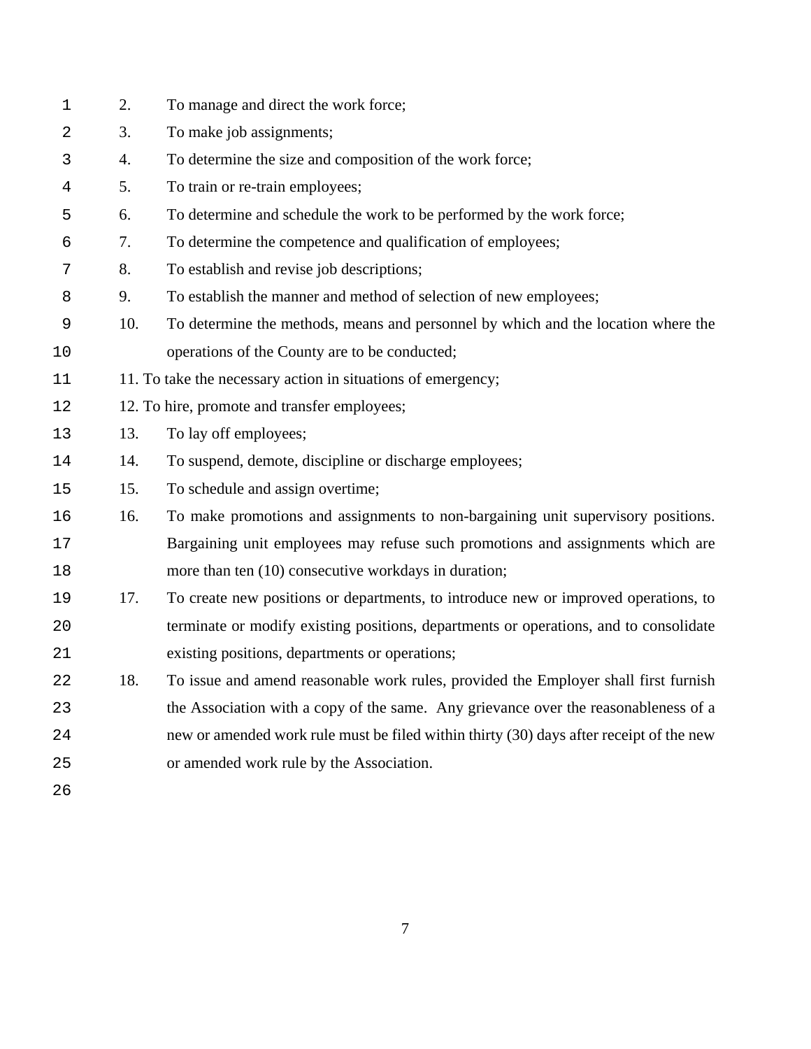2. To manage and direct the work force;
3. To make job assignments;
4. To determine the size and composition of the work force;
5. To train or re-train employees;
6. To determine and schedule the work to be performed by the work force;
7. To determine the competence and qualification of employees;
8. To establish and revise job descriptions;
9. To establish the manner and method of selection of new employees;
10. To determine the methods, means and personnel by which and the location where the operations of the County are to be conducted;
11. To take the necessary action in situations of emergency;
12. To hire, promote and transfer employees;
13. To lay off employees;
14. To suspend, demote, discipline or discharge employees;
15. To schedule and assign overtime;
16. To make promotions and assignments to non-bargaining unit supervisory positions. Bargaining unit employees may refuse such promotions and assignments which are more than ten (10) consecutive workdays in duration;
17. To create new positions or departments, to introduce new or improved operations, to terminate or modify existing positions, departments or operations, and to consolidate existing positions, departments or operations;
18. To issue and amend reasonable work rules, provided the Employer shall first furnish the Association with a copy of the same. Any grievance over the reasonableness of a new or amended work rule must be filed within thirty (30) days after receipt of the new or amended work rule by the Association.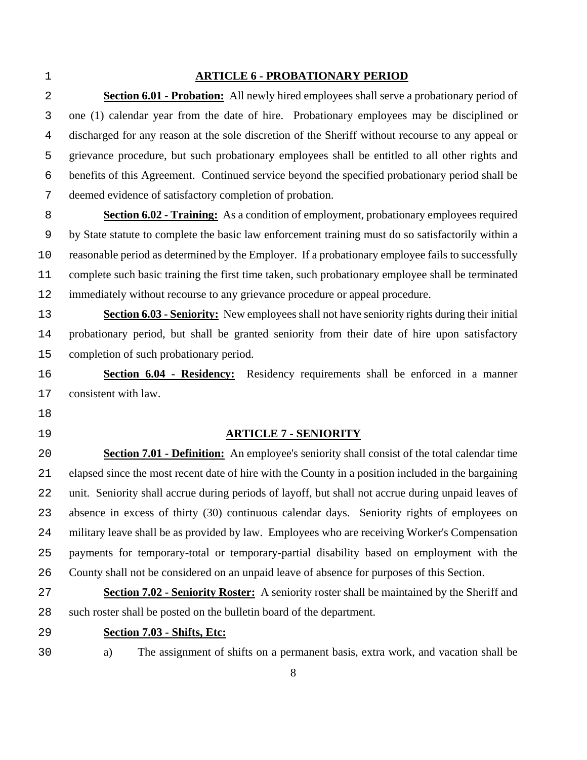## ARTICLE 6 - PROBATIONARY PERIOD

**Section 6.01 - Probation:** All newly hired employees shall serve a probationary period of one (1) calendar year from the date of hire. Probationary employees may be disciplined or discharged for any reason at the sole discretion of the Sheriff without recourse to any appeal or grievance procedure, but such probationary employees shall be entitled to all other rights and benefits of this Agreement. Continued service beyond the specified probationary period shall be deemed evidence of satisfactory completion of probation.

**Section 6.02 - Training:** As a condition of employment, probationary employees required by State statute to complete the basic law enforcement training must do so satisfactorily within a reasonable period as determined by the Employer. If a probationary employee fails to successfully complete such basic training the first time taken, such probationary employee shall be terminated immediately without recourse to any grievance procedure or appeal procedure.

**Section 6.03 - Seniority:** New employees shall not have seniority rights during their initial probationary period, but shall be granted seniority from their date of hire upon satisfactory completion of such probationary period.

**Section 6.04 - Residency:** Residency requirements shall be enforced in a manner consistent with law.

## ARTICLE 7 - SENIORITY

**Section 7.01 - Definition:** An employee's seniority shall consist of the total calendar time elapsed since the most recent date of hire with the County in a position included in the bargaining unit. Seniority shall accrue during periods of layoff, but shall not accrue during unpaid leaves of absence in excess of thirty (30) continuous calendar days. Seniority rights of employees on military leave shall be as provided by law. Employees who are receiving Worker's Compensation payments for temporary-total or temporary-partial disability based on employment with the County shall not be considered on an unpaid leave of absence for purposes of this Section.

**Section 7.02 - Seniority Roster:** A seniority roster shall be maintained by the Sheriff and such roster shall be posted on the bulletin board of the department.

**Section 7.03 - Shifts, Etc:**

a) The assignment of shifts on a permanent basis, extra work, and vacation shall be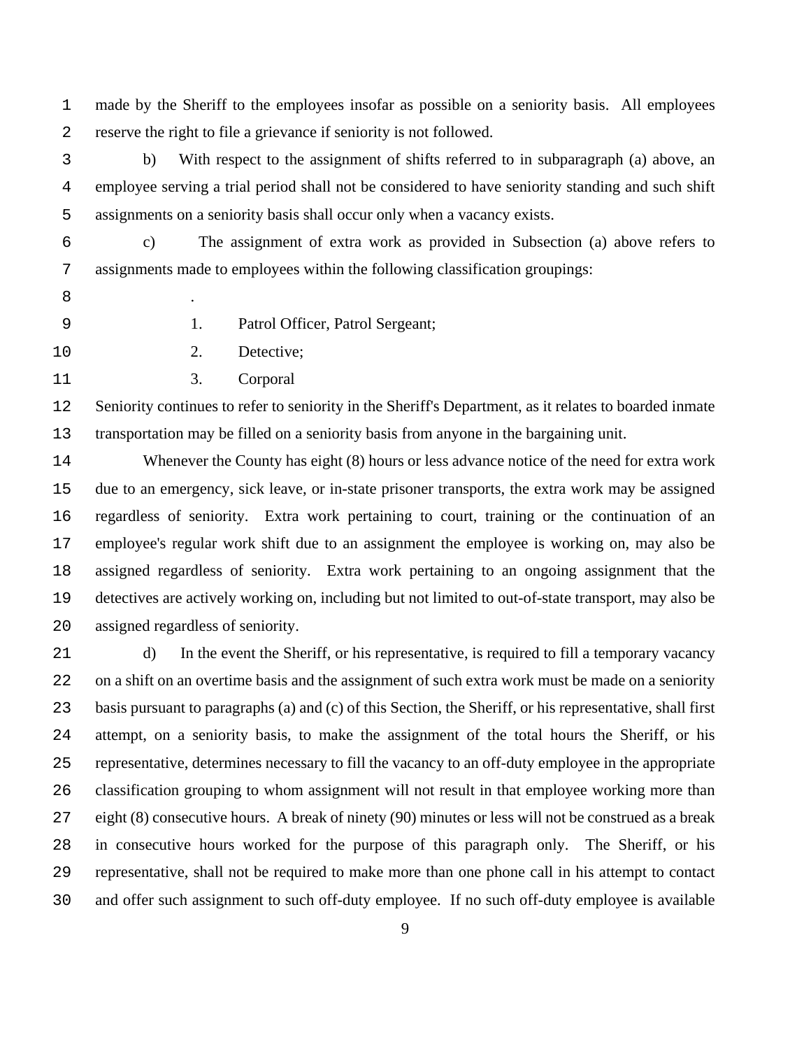made by the Sheriff to the employees insofar as possible on a seniority basis. All employees reserve the right to file a grievance if seniority is not followed.

b) With respect to the assignment of shifts referred to in subparagraph (a) above, an employee serving a trial period shall not be considered to have seniority standing and such shift assignments on a seniority basis shall occur only when a vacancy exists.

c) The assignment of extra work as provided in Subsection (a) above refers to assignments made to employees within the following classification groupings:

.

1. Patrol Officer, Patrol Sergeant;
2. Detective;
3. Corporal

Seniority continues to refer to seniority in the Sheriff's Department, as it relates to boarded inmate transportation may be filled on a seniority basis from anyone in the bargaining unit.

Whenever the County has eight (8) hours or less advance notice of the need for extra work due to an emergency, sick leave, or in-state prisoner transports, the extra work may be assigned regardless of seniority. Extra work pertaining to court, training or the continuation of an employee's regular work shift due to an assignment the employee is working on, may also be assigned regardless of seniority. Extra work pertaining to an ongoing assignment that the detectives are actively working on, including but not limited to out-of-state transport, may also be assigned regardless of seniority.

d) In the event the Sheriff, or his representative, is required to fill a temporary vacancy on a shift on an overtime basis and the assignment of such extra work must be made on a seniority basis pursuant to paragraphs (a) and (c) of this Section, the Sheriff, or his representative, shall first attempt, on a seniority basis, to make the assignment of the total hours the Sheriff, or his representative, determines necessary to fill the vacancy to an off-duty employee in the appropriate classification grouping to whom assignment will not result in that employee working more than eight (8) consecutive hours. A break of ninety (90) minutes or less will not be construed as a break in consecutive hours worked for the purpose of this paragraph only. The Sheriff, or his representative, shall not be required to make more than one phone call in his attempt to contact and offer such assignment to such off-duty employee. If no such off-duty employee is available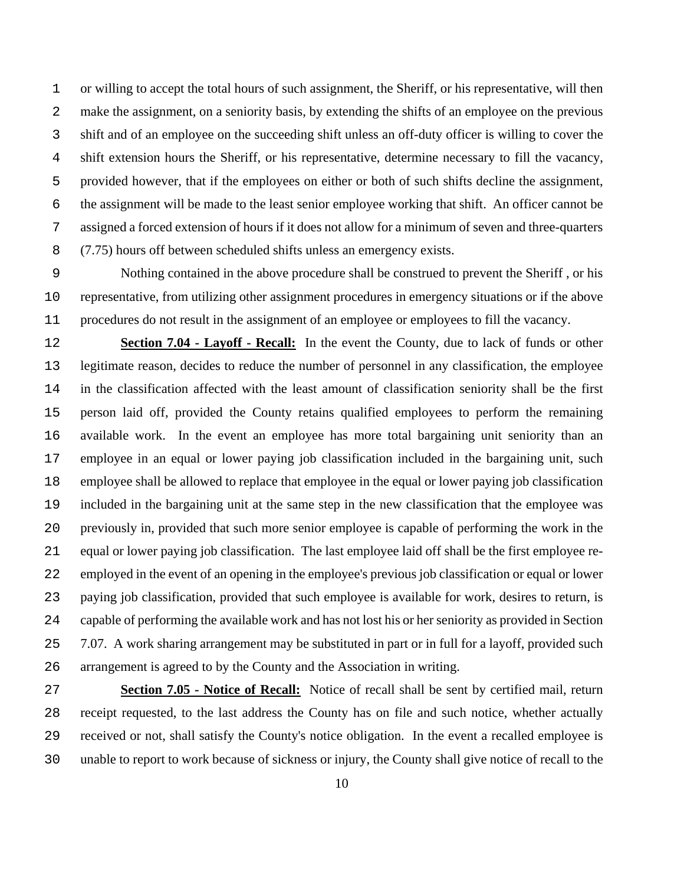or willing to accept the total hours of such assignment, the Sheriff, or his representative, will then make the assignment, on a seniority basis, by extending the shifts of an employee on the previous shift and of an employee on the succeeding shift unless an off-duty officer is willing to cover the shift extension hours the Sheriff, or his representative, determine necessary to fill the vacancy, provided however, that if the employees on either or both of such shifts decline the assignment, the assignment will be made to the least senior employee working that shift. An officer cannot be assigned a forced extension of hours if it does not allow for a minimum of seven and three-quarters (7.75) hours off between scheduled shifts unless an emergency exists.

Nothing contained in the above procedure shall be construed to prevent the Sheriff , or his representative, from utilizing other assignment procedures in emergency situations or if the above procedures do not result in the assignment of an employee or employees to fill the vacancy.

**Section 7.04 - Layoff - Recall:** In the event the County, due to lack of funds or other legitimate reason, decides to reduce the number of personnel in any classification, the employee in the classification affected with the least amount of classification seniority shall be the first person laid off, provided the County retains qualified employees to perform the remaining available work. In the event an employee has more total bargaining unit seniority than an employee in an equal or lower paying job classification included in the bargaining unit, such employee shall be allowed to replace that employee in the equal or lower paying job classification included in the bargaining unit at the same step in the new classification that the employee was previously in, provided that such more senior employee is capable of performing the work in the equal or lower paying job classification. The last employee laid off shall be the first employee re-employed in the event of an opening in the employee's previous job classification or equal or lower paying job classification, provided that such employee is available for work, desires to return, is capable of performing the available work and has not lost his or her seniority as provided in Section 7.07. A work sharing arrangement may be substituted in part or in full for a layoff, provided such arrangement is agreed to by the County and the Association in writing.

**Section 7.05 - Notice of Recall:** Notice of recall shall be sent by certified mail, return receipt requested, to the last address the County has on file and such notice, whether actually received or not, shall satisfy the County's notice obligation. In the event a recalled employee is unable to report to work because of sickness or injury, the County shall give notice of recall to the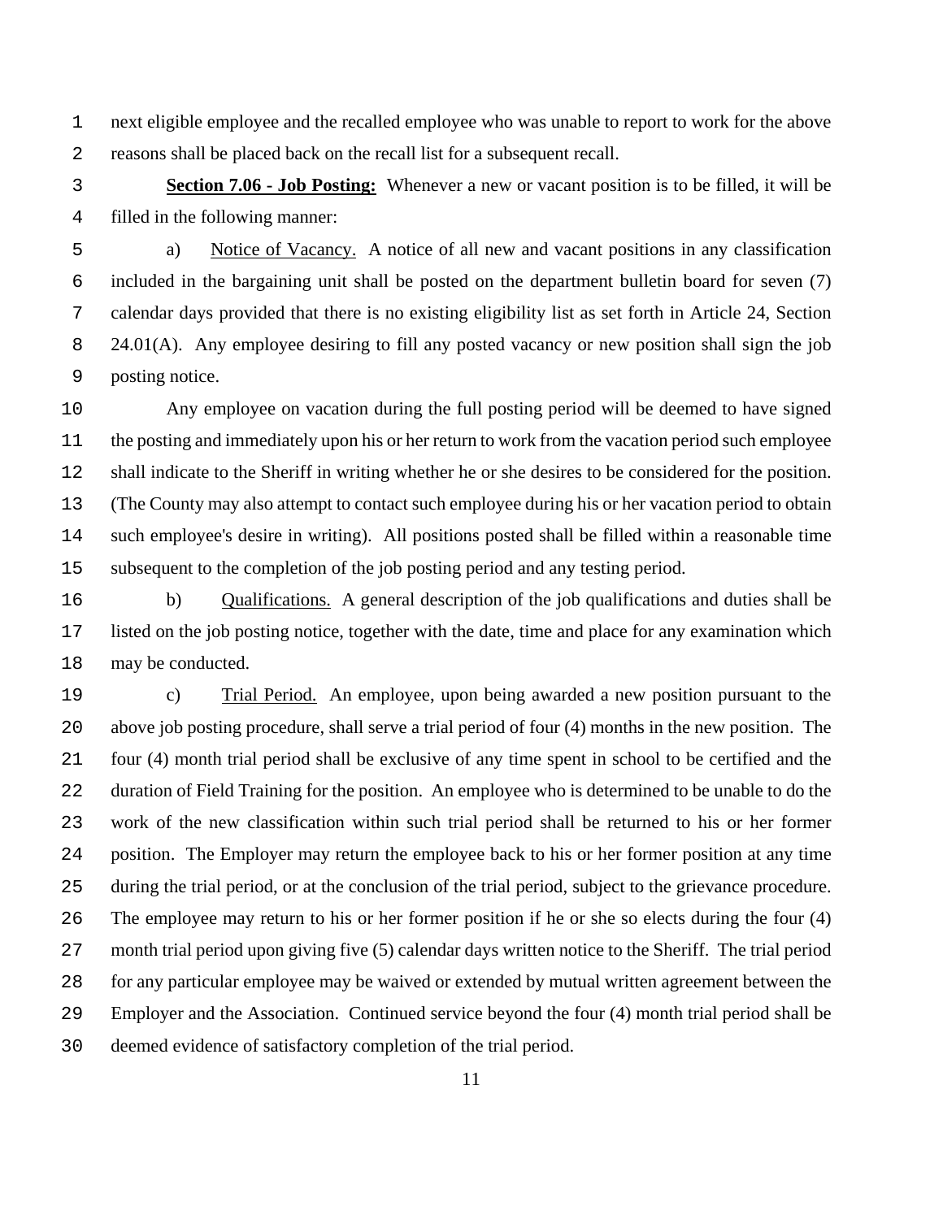next eligible employee and the recalled employee who was unable to report to work for the above reasons shall be placed back on the recall list for a subsequent recall.

**Section 7.06 - Job Posting:** Whenever a new or vacant position is to be filled, it will be filled in the following manner:

a) Notice of Vacancy. A notice of all new and vacant positions in any classification included in the bargaining unit shall be posted on the department bulletin board for seven (7) calendar days provided that there is no existing eligibility list as set forth in Article 24, Section 24.01(A). Any employee desiring to fill any posted vacancy or new position shall sign the job posting notice.

Any employee on vacation during the full posting period will be deemed to have signed the posting and immediately upon his or her return to work from the vacation period such employee shall indicate to the Sheriff in writing whether he or she desires to be considered for the position. (The County may also attempt to contact such employee during his or her vacation period to obtain such employee's desire in writing). All positions posted shall be filled within a reasonable time subsequent to the completion of the job posting period and any testing period.

b) Qualifications. A general description of the job qualifications and duties shall be listed on the job posting notice, together with the date, time and place for any examination which may be conducted.

c) Trial Period. An employee, upon being awarded a new position pursuant to the above job posting procedure, shall serve a trial period of four (4) months in the new position. The four (4) month trial period shall be exclusive of any time spent in school to be certified and the duration of Field Training for the position. An employee who is determined to be unable to do the work of the new classification within such trial period shall be returned to his or her former position. The Employer may return the employee back to his or her former position at any time during the trial period, or at the conclusion of the trial period, subject to the grievance procedure. The employee may return to his or her former position if he or she so elects during the four (4) month trial period upon giving five (5) calendar days written notice to the Sheriff. The trial period for any particular employee may be waived or extended by mutual written agreement between the Employer and the Association. Continued service beyond the four (4) month trial period shall be deemed evidence of satisfactory completion of the trial period.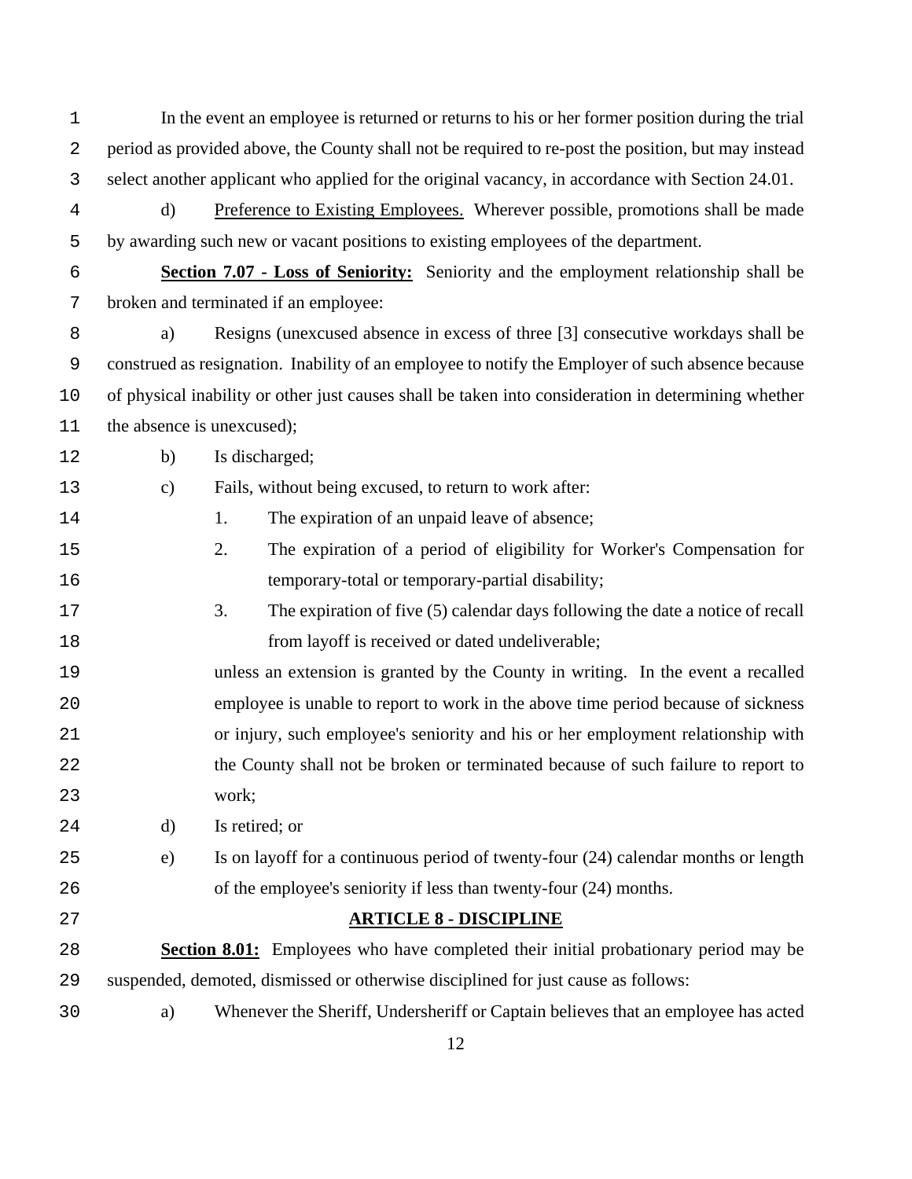In the event an employee is returned or returns to his or her former position during the trial period as provided above, the County shall not be required to re-post the position, but may instead select another applicant who applied for the original vacancy, in accordance with Section 24.01.

d) Preference to Existing Employees. Wherever possible, promotions shall be made by awarding such new or vacant positions to existing employees of the department.

**Section 7.07 - Loss of Seniority:** Seniority and the employment relationship shall be broken and terminated if an employee:

a) Resigns (unexcused absence in excess of three [3] consecutive workdays shall be construed as resignation. Inability of an employee to notify the Employer of such absence because of physical inability or other just causes shall be taken into consideration in determining whether the absence is unexcused);

b) Is discharged;

c) Fails, without being excused, to return to work after:

1. The expiration of an unpaid leave of absence;
2. The expiration of a period of eligibility for Worker's Compensation for temporary-total or temporary-partial disability;
3. The expiration of five (5) calendar days following the date a notice of recall from layoff is received or dated undeliverable;

unless an extension is granted by the County in writing. In the event a recalled employee is unable to report to work in the above time period because of sickness or injury, such employee's seniority and his or her employment relationship with the County shall not be broken or terminated because of such failure to report to work;

d) Is retired; or

e) Is on layoff for a continuous period of twenty-four (24) calendar months or length of the employee's seniority if less than twenty-four (24) months.

## ARTICLE 8 - DISCIPLINE

**Section 8.01:** Employees who have completed their initial probationary period may be suspended, demoted, dismissed or otherwise disciplined for just cause as follows:

a) Whenever the Sheriff, Undersheriff or Captain believes that an employee has acted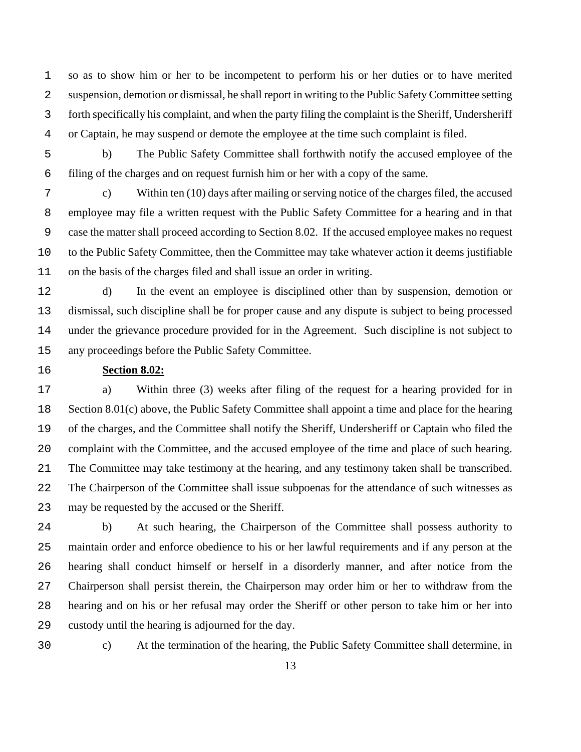so as to show him or her to be incompetent to perform his or her duties or to have merited suspension, demotion or dismissal, he shall report in writing to the Public Safety Committee setting forth specifically his complaint, and when the party filing the complaint is the Sheriff, Undersheriff or Captain, he may suspend or demote the employee at the time such complaint is filed.

b) The Public Safety Committee shall forthwith notify the accused employee of the filing of the charges and on request furnish him or her with a copy of the same.

c) Within ten (10) days after mailing or serving notice of the charges filed, the accused employee may file a written request with the Public Safety Committee for a hearing and in that case the matter shall proceed according to Section 8.02. If the accused employee makes no request to the Public Safety Committee, then the Committee may take whatever action it deems justifiable on the basis of the charges filed and shall issue an order in writing.

d) In the event an employee is disciplined other than by suspension, demotion or dismissal, such discipline shall be for proper cause and any dispute is subject to being processed under the grievance procedure provided for in the Agreement. Such discipline is not subject to any proceedings before the Public Safety Committee.

**Section 8.02:**

a) Within three (3) weeks after filing of the request for a hearing provided for in Section 8.01(c) above, the Public Safety Committee shall appoint a time and place for the hearing of the charges, and the Committee shall notify the Sheriff, Undersheriff or Captain who filed the complaint with the Committee, and the accused employee of the time and place of such hearing. The Committee may take testimony at the hearing, and any testimony taken shall be transcribed. The Chairperson of the Committee shall issue subpoenas for the attendance of such witnesses as may be requested by the accused or the Sheriff.

b) At such hearing, the Chairperson of the Committee shall possess authority to maintain order and enforce obedience to his or her lawful requirements and if any person at the hearing shall conduct himself or herself in a disorderly manner, and after notice from the Chairperson shall persist therein, the Chairperson may order him or her to withdraw from the hearing and on his or her refusal may order the Sheriff or other person to take him or her into custody until the hearing is adjourned for the day.

c) At the termination of the hearing, the Public Safety Committee shall determine, in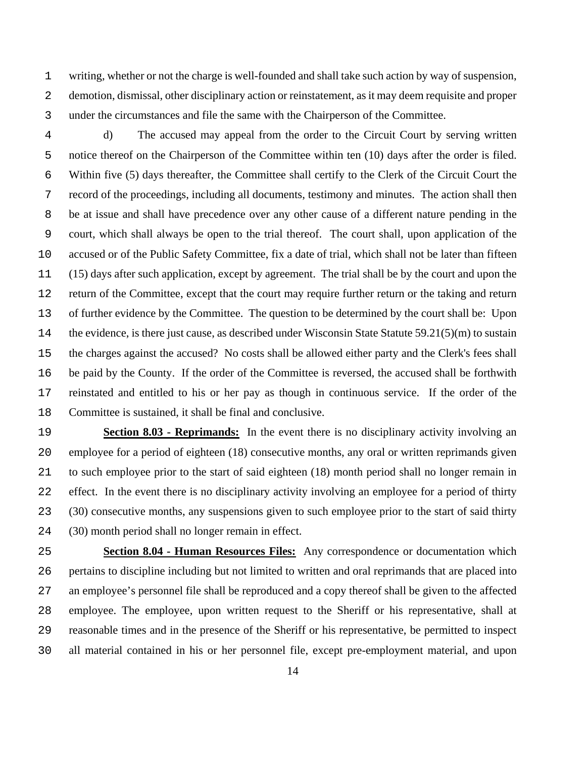writing, whether or not the charge is well-founded and shall take such action by way of suspension, demotion, dismissal, other disciplinary action or reinstatement, as it may deem requisite and proper under the circumstances and file the same with the Chairperson of the Committee.

d) The accused may appeal from the order to the Circuit Court by serving written notice thereof on the Chairperson of the Committee within ten (10) days after the order is filed. Within five (5) days thereafter, the Committee shall certify to the Clerk of the Circuit Court the record of the proceedings, including all documents, testimony and minutes. The action shall then be at issue and shall have precedence over any other cause of a different nature pending in the court, which shall always be open to the trial thereof. The court shall, upon application of the accused or of the Public Safety Committee, fix a date of trial, which shall not be later than fifteen (15) days after such application, except by agreement. The trial shall be by the court and upon the return of the Committee, except that the court may require further return or the taking and return of further evidence by the Committee. The question to be determined by the court shall be: Upon the evidence, is there just cause, as described under Wisconsin State Statute 59.21(5)(m) to sustain the charges against the accused? No costs shall be allowed either party and the Clerk's fees shall be paid by the County. If the order of the Committee is reversed, the accused shall be forthwith reinstated and entitled to his or her pay as though in continuous service. If the order of the Committee is sustained, it shall be final and conclusive.

**Section 8.03 - Reprimands:** In the event there is no disciplinary activity involving an employee for a period of eighteen (18) consecutive months, any oral or written reprimands given to such employee prior to the start of said eighteen (18) month period shall no longer remain in effect. In the event there is no disciplinary activity involving an employee for a period of thirty (30) consecutive months, any suspensions given to such employee prior to the start of said thirty (30) month period shall no longer remain in effect.

**Section 8.04 - Human Resources Files:** Any correspondence or documentation which pertains to discipline including but not limited to written and oral reprimands that are placed into an employee's personnel file shall be reproduced and a copy thereof shall be given to the affected employee. The employee, upon written request to the Sheriff or his representative, shall at reasonable times and in the presence of the Sheriff or his representative, be permitted to inspect all material contained in his or her personnel file, except pre-employment material, and upon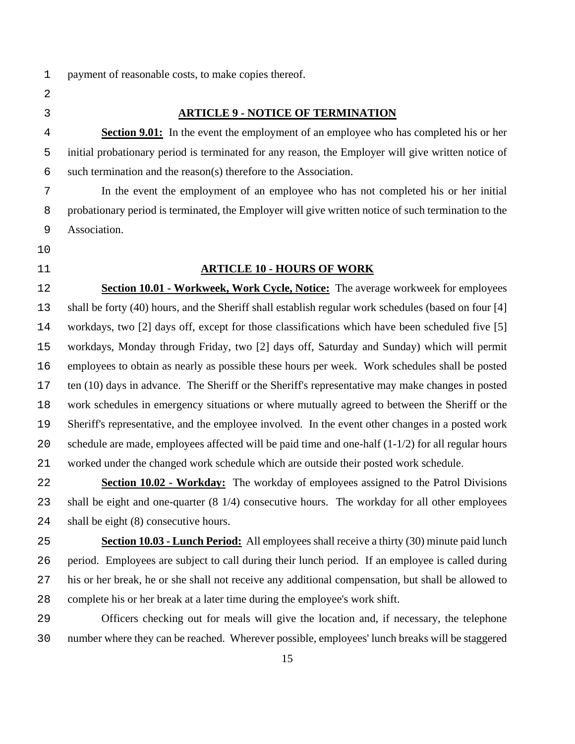payment of reasonable costs, to make copies thereof.

## ARTICLE 9 - NOTICE OF TERMINATION

**Section 9.01:** In the event the employment of an employee who has completed his or her initial probationary period is terminated for any reason, the Employer will give written notice of such termination and the reason(s) therefore to the Association.

In the event the employment of an employee who has not completed his or her initial probationary period is terminated, the Employer will give written notice of such termination to the Association.

## ARTICLE 10 - HOURS OF WORK

**Section 10.01 - Workweek, Work Cycle, Notice:** The average workweek for employees shall be forty (40) hours, and the Sheriff shall establish regular work schedules (based on four [4] workdays, two [2] days off, except for those classifications which have been scheduled five [5] workdays, Monday through Friday, two [2] days off, Saturday and Sunday) which will permit employees to obtain as nearly as possible these hours per week. Work schedules shall be posted ten (10) days in advance. The Sheriff or the Sheriff's representative may make changes in posted work schedules in emergency situations or where mutually agreed to between the Sheriff or the Sheriff's representative, and the employee involved. In the event other changes in a posted work schedule are made, employees affected will be paid time and one-half (1-1/2) for all regular hours worked under the changed work schedule which are outside their posted work schedule.

**Section 10.02 - Workday:** The workday of employees assigned to the Patrol Divisions shall be eight and one-quarter (8 1/4) consecutive hours. The workday for all other employees shall be eight (8) consecutive hours.

**Section 10.03 - Lunch Period:** All employees shall receive a thirty (30) minute paid lunch period. Employees are subject to call during their lunch period. If an employee is called during his or her break, he or she shall not receive any additional compensation, but shall be allowed to complete his or her break at a later time during the employee's work shift.

Officers checking out for meals will give the location and, if necessary, the telephone number where they can be reached. Wherever possible, employees' lunch breaks will be staggered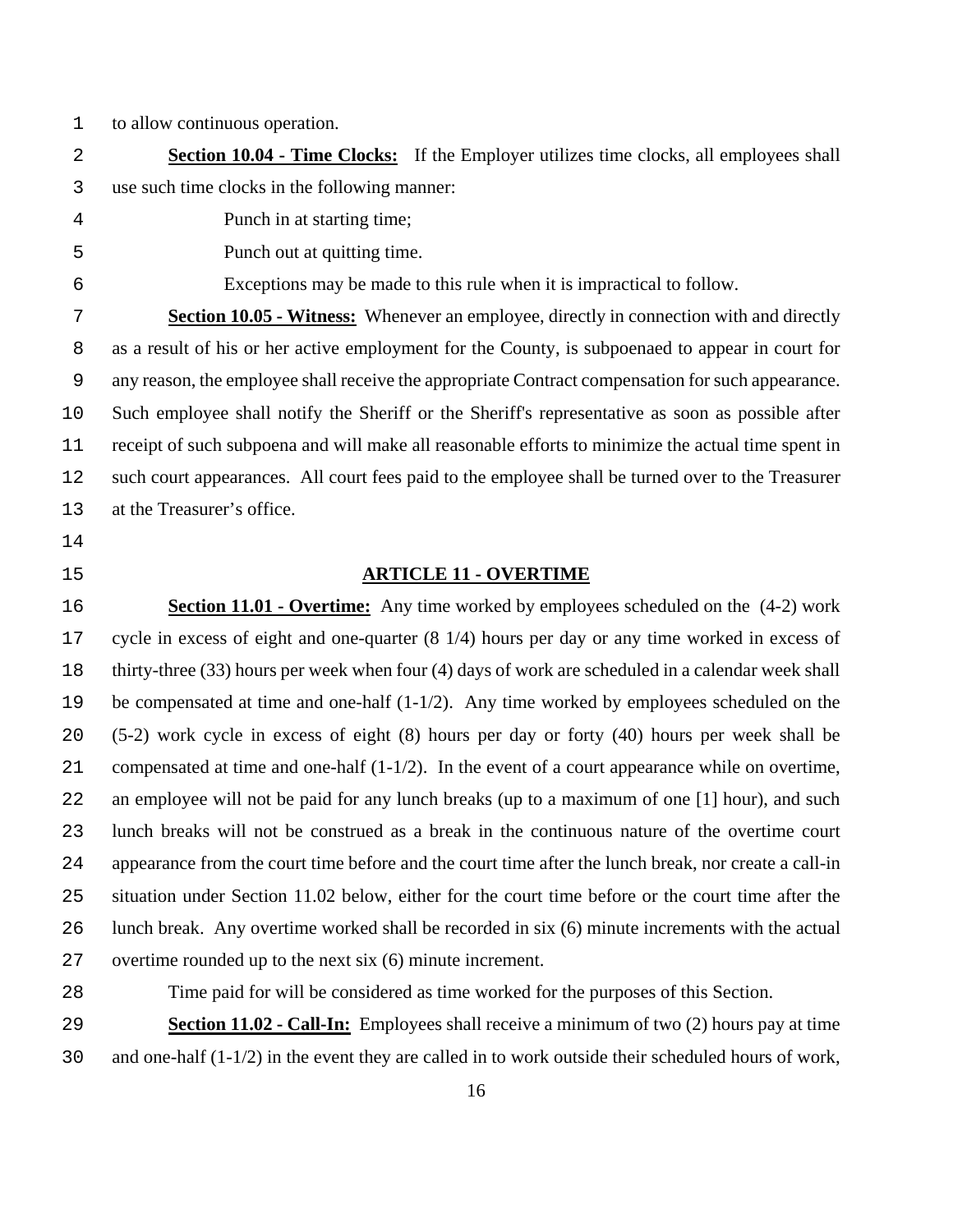to allow continuous operation.

**Section 10.04 - Time Clocks:** If the Employer utilizes time clocks, all employees shall use such time clocks in the following manner:

Punch in at starting time;

Punch out at quitting time.

Exceptions may be made to this rule when it is impractical to follow.

**Section 10.05 - Witness:** Whenever an employee, directly in connection with and directly as a result of his or her active employment for the County, is subpoenaed to appear in court for any reason, the employee shall receive the appropriate Contract compensation for such appearance. Such employee shall notify the Sheriff or the Sheriff's representative as soon as possible after receipt of such subpoena and will make all reasonable efforts to minimize the actual time spent in such court appearances. All court fees paid to the employee shall be turned over to the Treasurer at the Treasurer's office.

## ARTICLE 11 - OVERTIME

**Section 11.01 - Overtime:** Any time worked by employees scheduled on the (4-2) work cycle in excess of eight and one-quarter (8 1/4) hours per day or any time worked in excess of thirty-three (33) hours per week when four (4) days of work are scheduled in a calendar week shall be compensated at time and one-half (1-1/2). Any time worked by employees scheduled on the (5-2) work cycle in excess of eight (8) hours per day or forty (40) hours per week shall be compensated at time and one-half (1-1/2). In the event of a court appearance while on overtime, an employee will not be paid for any lunch breaks (up to a maximum of one [1] hour), and such lunch breaks will not be construed as a break in the continuous nature of the overtime court appearance from the court time before and the court time after the lunch break, nor create a call-in situation under Section 11.02 below, either for the court time before or the court time after the lunch break. Any overtime worked shall be recorded in six (6) minute increments with the actual overtime rounded up to the next six (6) minute increment.

Time paid for will be considered as time worked for the purposes of this Section.

**Section 11.02 - Call-In:** Employees shall receive a minimum of two (2) hours pay at time and one-half (1-1/2) in the event they are called in to work outside their scheduled hours of work,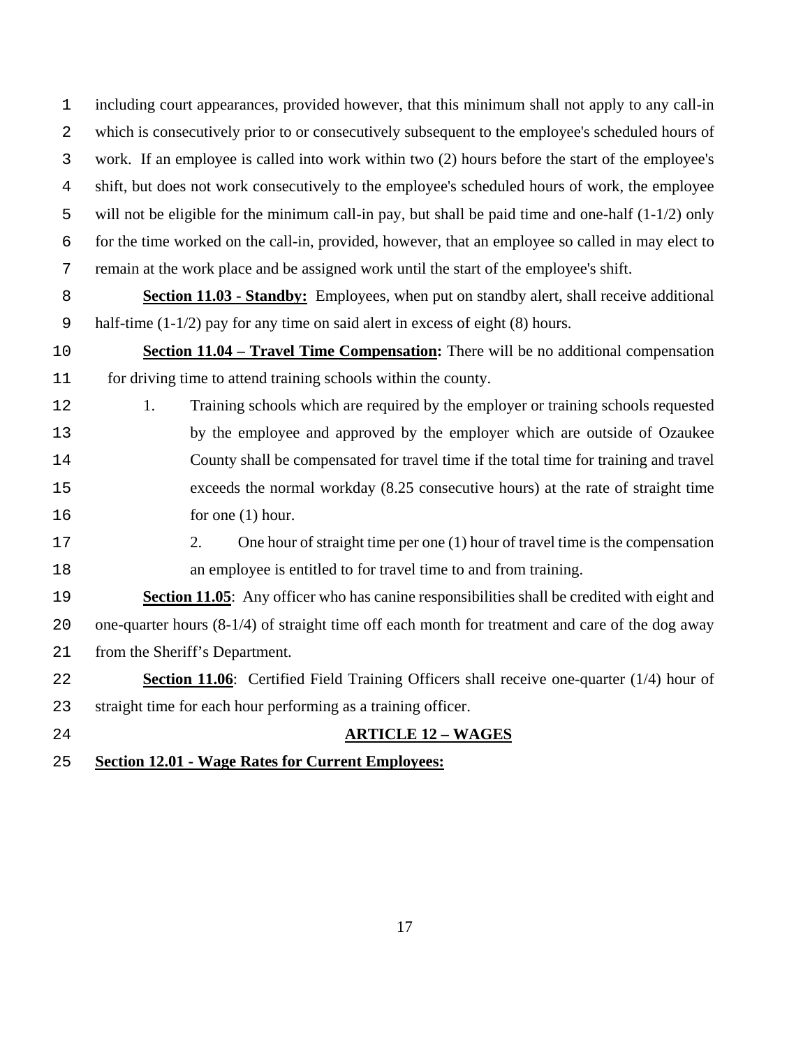including court appearances, provided however, that this minimum shall not apply to any call-in which is consecutively prior to or consecutively subsequent to the employee's scheduled hours of work. If an employee is called into work within two (2) hours before the start of the employee's shift, but does not work consecutively to the employee's scheduled hours of work, the employee will not be eligible for the minimum call-in pay, but shall be paid time and one-half (1-1/2) only for the time worked on the call-in, provided, however, that an employee so called in may elect to remain at the work place and be assigned work until the start of the employee's shift.

**Section 11.03 - Standby:** Employees, when put on standby alert, shall receive additional half-time (1-1/2) pay for any time on said alert in excess of eight (8) hours.

**Section 11.04 – Travel Time Compensation:** There will be no additional compensation for driving time to attend training schools within the county.

1. Training schools which are required by the employer or training schools requested by the employee and approved by the employer which are outside of Ozaukee County shall be compensated for travel time if the total time for training and travel exceeds the normal workday (8.25 consecutive hours) at the rate of straight time for one (1) hour.

2. One hour of straight time per one (1) hour of travel time is the compensation an employee is entitled to for travel time to and from training.

**Section 11.05**: Any officer who has canine responsibilities shall be credited with eight and one-quarter hours (8-1/4) of straight time off each month for treatment and care of the dog away from the Sheriff's Department.

**Section 11.06**: Certified Field Training Officers shall receive one-quarter (1/4) hour of straight time for each hour performing as a training officer.

## ARTICLE 12 – WAGES

**Section 12.01 - Wage Rates for Current Employees:**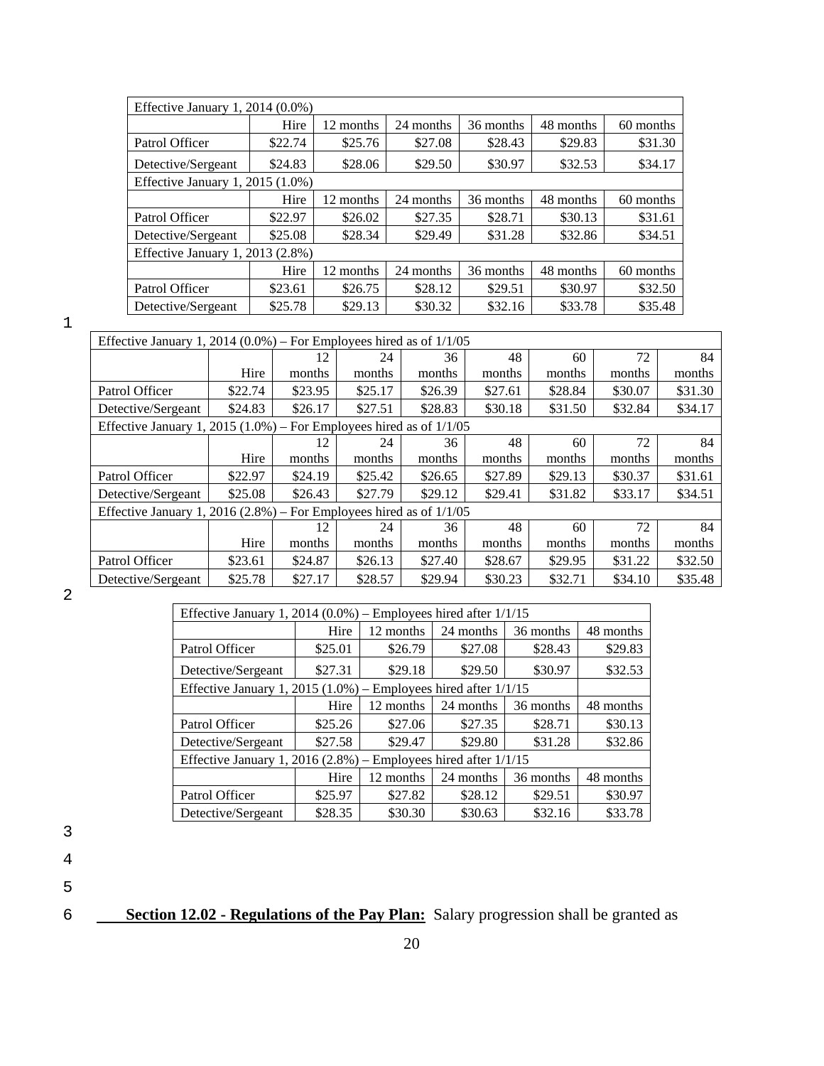| Effective January 1, 2014 (0.0%) | | | | | | |
|---|---|---|---|---|---|---|
| | Hire | 12 months | 24 months | 36 months | 48 months | 60 months |
| Patrol Officer | $22.74 | $25.76 | $27.08 | $28.43 | $29.83 | $31.30 |
| Detective/Sergeant | $24.83 | $28.06 | $29.50 | $30.97 | $32.53 | $34.17 |
| Effective January 1, 2015 (1.0%) | | | | | | |
| | Hire | 12 months | 24 months | 36 months | 48 months | 60 months |
| Patrol Officer | $22.97 | $26.02 | $27.35 | $28.71 | $30.13 | $31.61 |
| Detective/Sergeant | $25.08 | $28.34 | $29.49 | $31.28 | $32.86 | $34.51 |
| Effective January 1, 2013 (2.8%) | | | | | | |
| | Hire | 12 months | 24 months | 36 months | 48 months | 60 months |
| Patrol Officer | $23.61 | $26.75 | $28.12 | $29.51 | $30.97 | $32.50 |
| Detective/Sergeant | $25.78 | $29.13 | $30.32 | $32.16 | $33.78 | $35.48 |

| Effective January 1, 2014 (0.0%) – For Employees hired as of 1/1/05 | | | | | | | | |
|---|---|---|---|---|---|---|---|---|
| | Hire | 12 months | 24 months | 36 months | 48 months | 60 months | 72 months | 84 months |
| Patrol Officer | $22.74 | $23.95 | $25.17 | $26.39 | $27.61 | $28.84 | $30.07 | $31.30 |
| Detective/Sergeant | $24.83 | $26.17 | $27.51 | $28.83 | $30.18 | $31.50 | $32.84 | $34.17 |
| Effective January 1, 2015 (1.0%) – For Employees hired as of 1/1/05 | | | | | | | | |
| | Hire | 12 months | 24 months | 36 months | 48 months | 60 months | 72 months | 84 months |
| Patrol Officer | $22.97 | $24.19 | $25.42 | $26.65 | $27.89 | $29.13 | $30.37 | $31.61 |
| Detective/Sergeant | $25.08 | $26.43 | $27.79 | $29.12 | $29.41 | $31.82 | $33.17 | $34.51 |
| Effective January 1, 2016 (2.8%) – For Employees hired as of 1/1/05 | | | | | | | | |
| | Hire | 12 months | 24 months | 36 months | 48 months | 60 months | 72 months | 84 months |
| Patrol Officer | $23.61 | $24.87 | $26.13 | $27.40 | $28.67 | $29.95 | $31.22 | $32.50 |
| Detective/Sergeant | $25.78 | $27.17 | $28.57 | $29.94 | $30.23 | $32.71 | $34.10 | $35.48 |

| Effective January 1, 2014 (0.0%) – Employees hired after 1/1/15 | | | | | |
|---|---|---|---|---|---|
| | Hire | 12 months | 24 months | 36 months | 48 months |
| Patrol Officer | $25.01 | $26.79 | $27.08 | $28.43 | $29.83 |
| Detective/Sergeant | $27.31 | $29.18 | $29.50 | $30.97 | $32.53 |
| Effective January 1, 2015 (1.0%) – Employees hired after 1/1/15 | | | | | |
| | Hire | 12 months | 24 months | 36 months | 48 months |
| Patrol Officer | $25.26 | $27.06 | $27.35 | $28.71 | $30.13 |
| Detective/Sergeant | $27.58 | $29.47 | $29.80 | $31.28 | $32.86 |
| Effective January 1, 2016 (2.8%) – Employees hired after 1/1/15 | | | | | |
| | Hire | 12 months | 24 months | 36 months | 48 months |
| Patrol Officer | $25.97 | $27.82 | $28.12 | $29.51 | $30.97 |
| Detective/Sergeant | $28.35 | $30.30 | $30.63 | $32.16 | $33.78 |

**Section 12.02 - Regulations of the Pay Plan:** Salary progression shall be granted as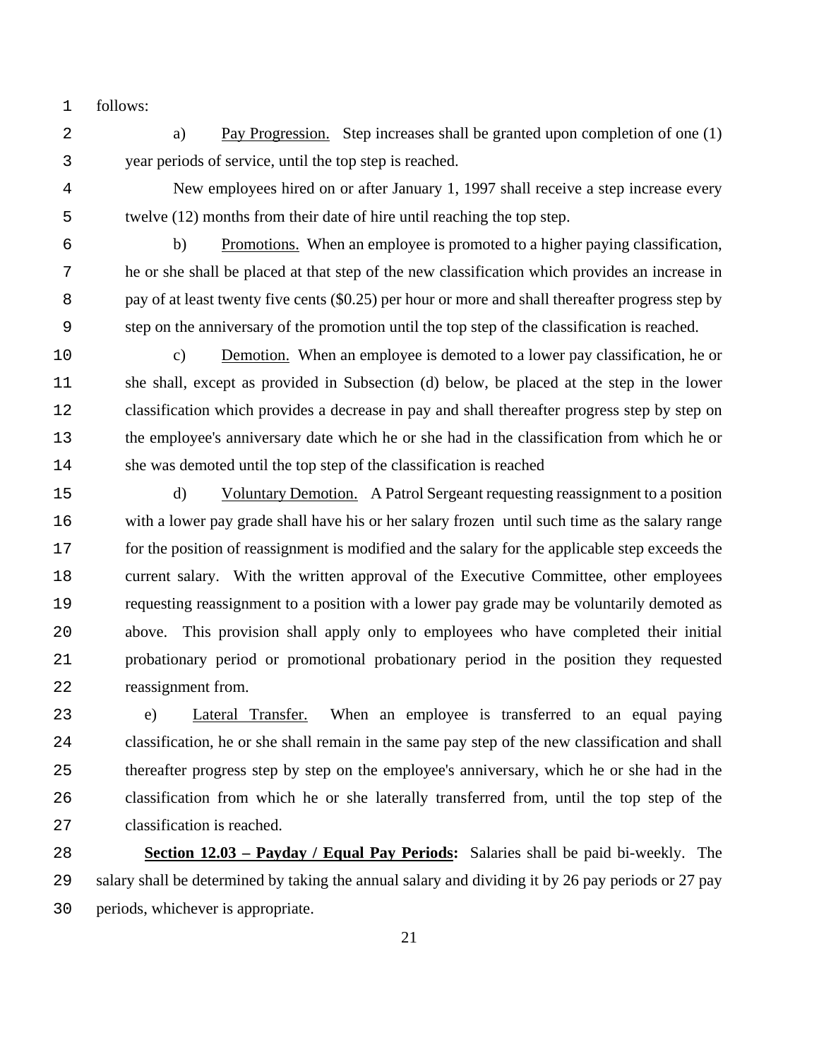follows:

a) Pay Progression. Step increases shall be granted upon completion of one (1) year periods of service, until the top step is reached.

New employees hired on or after January 1, 1997 shall receive a step increase every twelve (12) months from their date of hire until reaching the top step.

b) Promotions. When an employee is promoted to a higher paying classification, he or she shall be placed at that step of the new classification which provides an increase in pay of at least twenty five cents ($0.25) per hour or more and shall thereafter progress step by step on the anniversary of the promotion until the top step of the classification is reached.

c) Demotion. When an employee is demoted to a lower pay classification, he or she shall, except as provided in Subsection (d) below, be placed at the step in the lower classification which provides a decrease in pay and shall thereafter progress step by step on the employee's anniversary date which he or she had in the classification from which he or she was demoted until the top step of the classification is reached

d) Voluntary Demotion. A Patrol Sergeant requesting reassignment to a position with a lower pay grade shall have his or her salary frozen until such time as the salary range for the position of reassignment is modified and the salary for the applicable step exceeds the current salary. With the written approval of the Executive Committee, other employees requesting reassignment to a position with a lower pay grade may be voluntarily demoted as above. This provision shall apply only to employees who have completed their initial probationary period or promotional probationary period in the position they requested reassignment from.

e) Lateral Transfer. When an employee is transferred to an equal paying classification, he or she shall remain in the same pay step of the new classification and shall thereafter progress step by step on the employee's anniversary, which he or she had in the classification from which he or she laterally transferred from, until the top step of the classification is reached.

**Section 12.03 – Payday / Equal Pay Periods:** Salaries shall be paid bi-weekly. The salary shall be determined by taking the annual salary and dividing it by 26 pay periods or 27 pay periods, whichever is appropriate.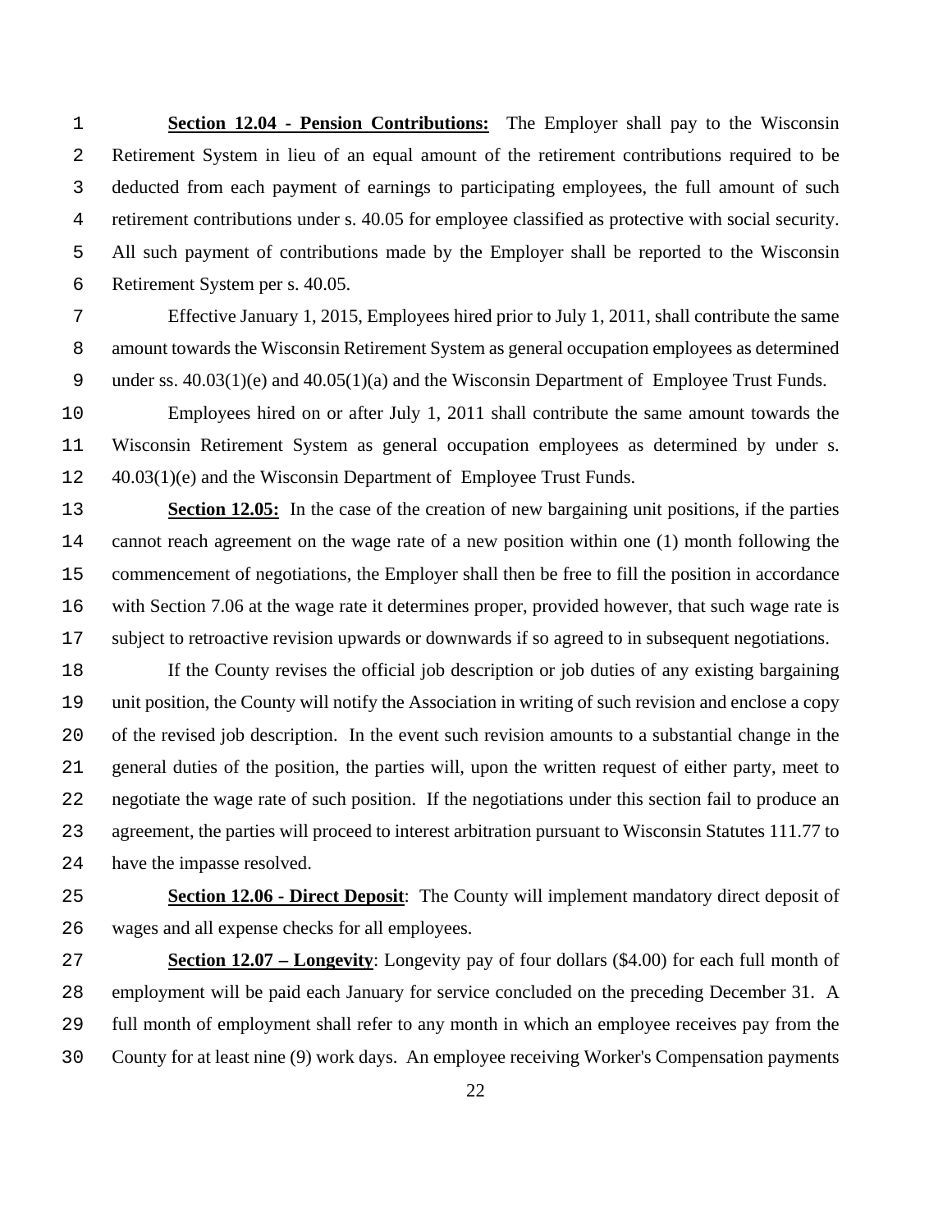**Section 12.04 - Pension Contributions:** The Employer shall pay to the Wisconsin Retirement System in lieu of an equal amount of the retirement contributions required to be deducted from each payment of earnings to participating employees, the full amount of such retirement contributions under s. 40.05 for employee classified as protective with social security. All such payment of contributions made by the Employer shall be reported to the Wisconsin Retirement System per s. 40.05.

Effective January 1, 2015, Employees hired prior to July 1, 2011, shall contribute the same amount towards the Wisconsin Retirement System as general occupation employees as determined under ss. 40.03(1)(e) and 40.05(1)(a) and the Wisconsin Department of Employee Trust Funds.

Employees hired on or after July 1, 2011 shall contribute the same amount towards the Wisconsin Retirement System as general occupation employees as determined by under s. 40.03(1)(e) and the Wisconsin Department of Employee Trust Funds.

**Section 12.05:** In the case of the creation of new bargaining unit positions, if the parties cannot reach agreement on the wage rate of a new position within one (1) month following the commencement of negotiations, the Employer shall then be free to fill the position in accordance with Section 7.06 at the wage rate it determines proper, provided however, that such wage rate is subject to retroactive revision upwards or downwards if so agreed to in subsequent negotiations.

If the County revises the official job description or job duties of any existing bargaining unit position, the County will notify the Association in writing of such revision and enclose a copy of the revised job description. In the event such revision amounts to a substantial change in the general duties of the position, the parties will, upon the written request of either party, meet to negotiate the wage rate of such position. If the negotiations under this section fail to produce an agreement, the parties will proceed to interest arbitration pursuant to Wisconsin Statutes 111.77 to have the impasse resolved.

**Section 12.06 - Direct Deposit**: The County will implement mandatory direct deposit of wages and all expense checks for all employees.

**Section 12.07 – Longevity**: Longevity pay of four dollars ($4.00) for each full month of employment will be paid each January for service concluded on the preceding December 31. A full month of employment shall refer to any month in which an employee receives pay from the County for at least nine (9) work days. An employee receiving Worker's Compensation payments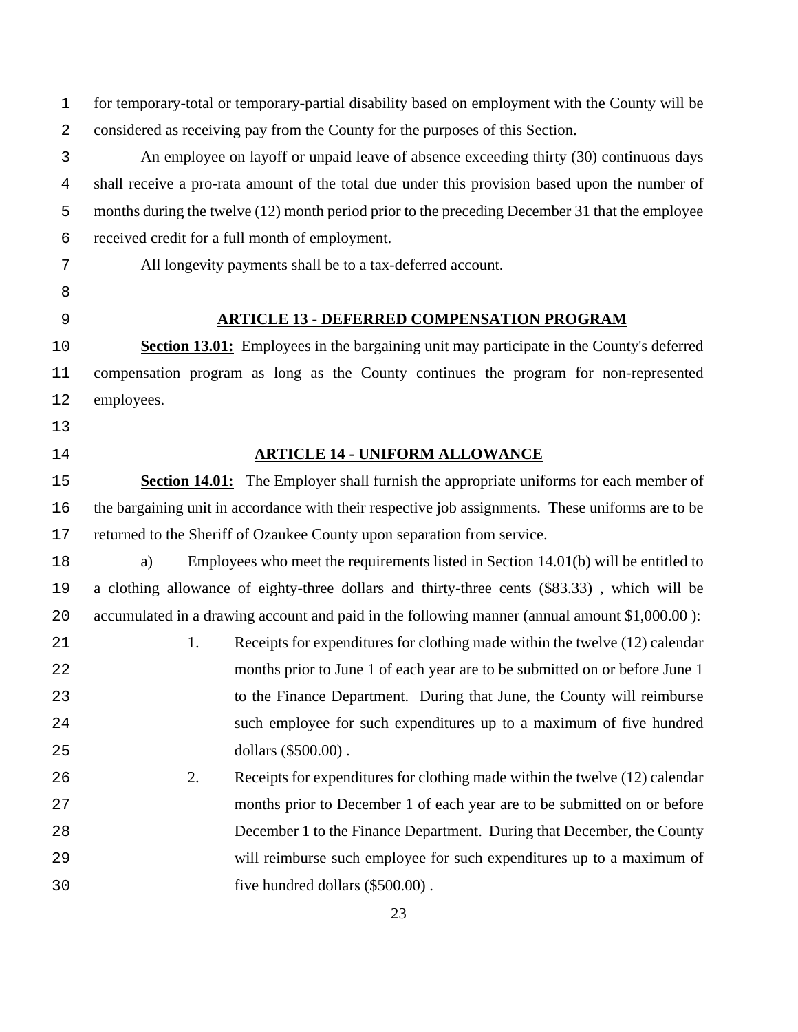for temporary-total or temporary-partial disability based on employment with the County will be considered as receiving pay from the County for the purposes of this Section.

An employee on layoff or unpaid leave of absence exceeding thirty (30) continuous days shall receive a pro-rata amount of the total due under this provision based upon the number of months during the twelve (12) month period prior to the preceding December 31 that the employee received credit for a full month of employment.

All longevity payments shall be to a tax-deferred account.

## ARTICLE 13 - DEFERRED COMPENSATION PROGRAM

**Section 13.01:** Employees in the bargaining unit may participate in the County's deferred compensation program as long as the County continues the program for non-represented employees.

## ARTICLE 14 - UNIFORM ALLOWANCE

**Section 14.01:** The Employer shall furnish the appropriate uniforms for each member of the bargaining unit in accordance with their respective job assignments. These uniforms are to be returned to the Sheriff of Ozaukee County upon separation from service.

a) Employees who meet the requirements listed in Section 14.01(b) will be entitled to a clothing allowance of eighty-three dollars and thirty-three cents ($83.33) , which will be accumulated in a drawing account and paid in the following manner (annual amount $1,000.00 ):

1. Receipts for expenditures for clothing made within the twelve (12) calendar months prior to June 1 of each year are to be submitted on or before June 1 to the Finance Department. During that June, the County will reimburse such employee for such expenditures up to a maximum of five hundred dollars ($500.00) .

2. Receipts for expenditures for clothing made within the twelve (12) calendar months prior to December 1 of each year are to be submitted on or before December 1 to the Finance Department. During that December, the County will reimburse such employee for such expenditures up to a maximum of five hundred dollars ($500.00) .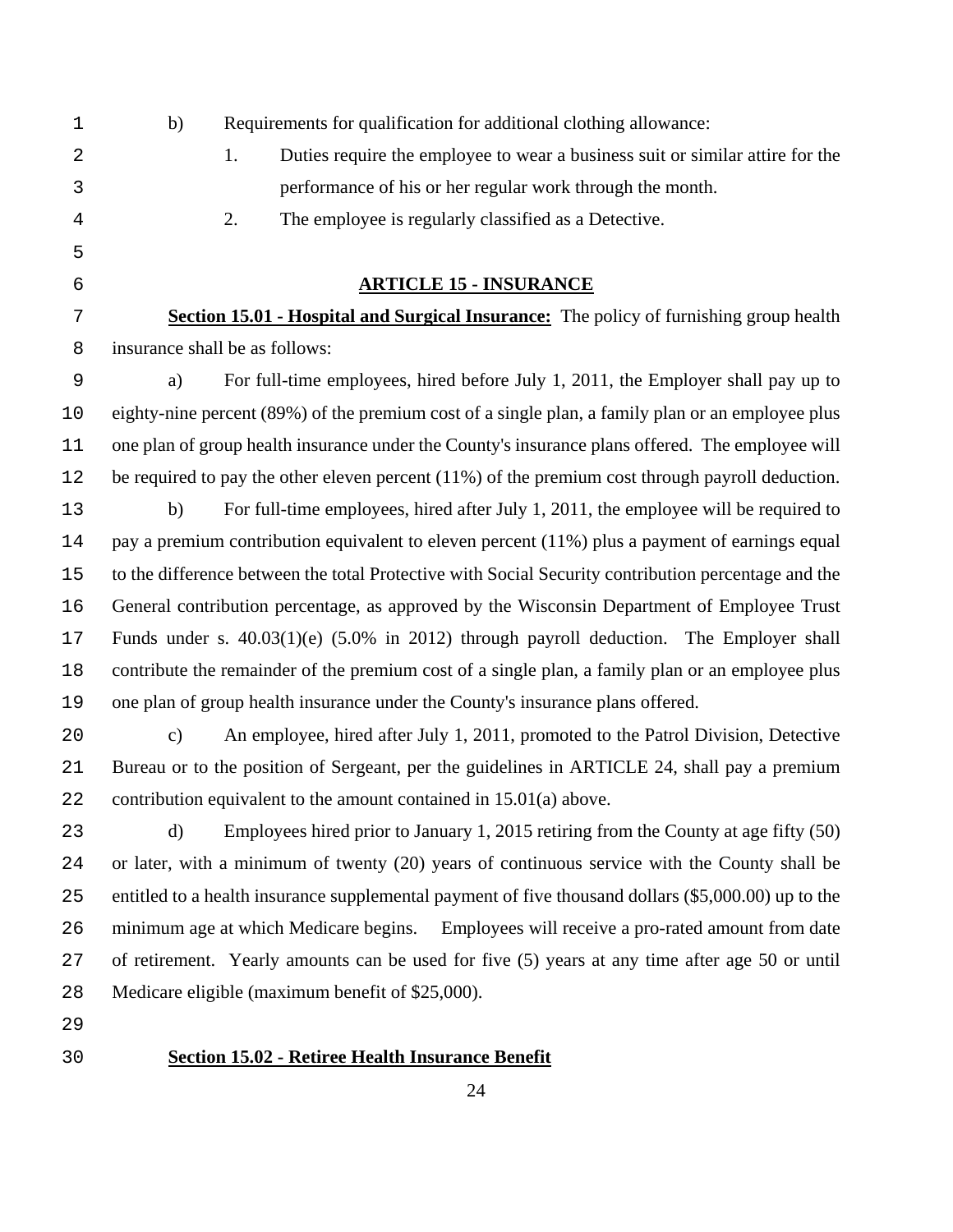b) Requirements for qualification for additional clothing allowance:

1. Duties require the employee to wear a business suit or similar attire for the performance of his or her regular work through the month.
2. The employee is regularly classified as a Detective.

## ARTICLE 15 - INSURANCE

**Section 15.01 - Hospital and Surgical Insurance:** The policy of furnishing group health insurance shall be as follows:

a) For full-time employees, hired before July 1, 2011, the Employer shall pay up to eighty-nine percent (89%) of the premium cost of a single plan, a family plan or an employee plus one plan of group health insurance under the County's insurance plans offered. The employee will be required to pay the other eleven percent (11%) of the premium cost through payroll deduction.

b) For full-time employees, hired after July 1, 2011, the employee will be required to pay a premium contribution equivalent to eleven percent (11%) plus a payment of earnings equal to the difference between the total Protective with Social Security contribution percentage and the General contribution percentage, as approved by the Wisconsin Department of Employee Trust Funds under s. 40.03(1)(e) (5.0% in 2012) through payroll deduction. The Employer shall contribute the remainder of the premium cost of a single plan, a family plan or an employee plus one plan of group health insurance under the County's insurance plans offered.

c) An employee, hired after July 1, 2011, promoted to the Patrol Division, Detective Bureau or to the position of Sergeant, per the guidelines in ARTICLE 24, shall pay a premium contribution equivalent to the amount contained in 15.01(a) above.

d) Employees hired prior to January 1, 2015 retiring from the County at age fifty (50) or later, with a minimum of twenty (20) years of continuous service with the County shall be entitled to a health insurance supplemental payment of five thousand dollars ($5,000.00) up to the minimum age at which Medicare begins. Employees will receive a pro-rated amount from date of retirement. Yearly amounts can be used for five (5) years at any time after age 50 or until Medicare eligible (maximum benefit of $25,000).

**Section 15.02 - Retiree Health Insurance Benefit**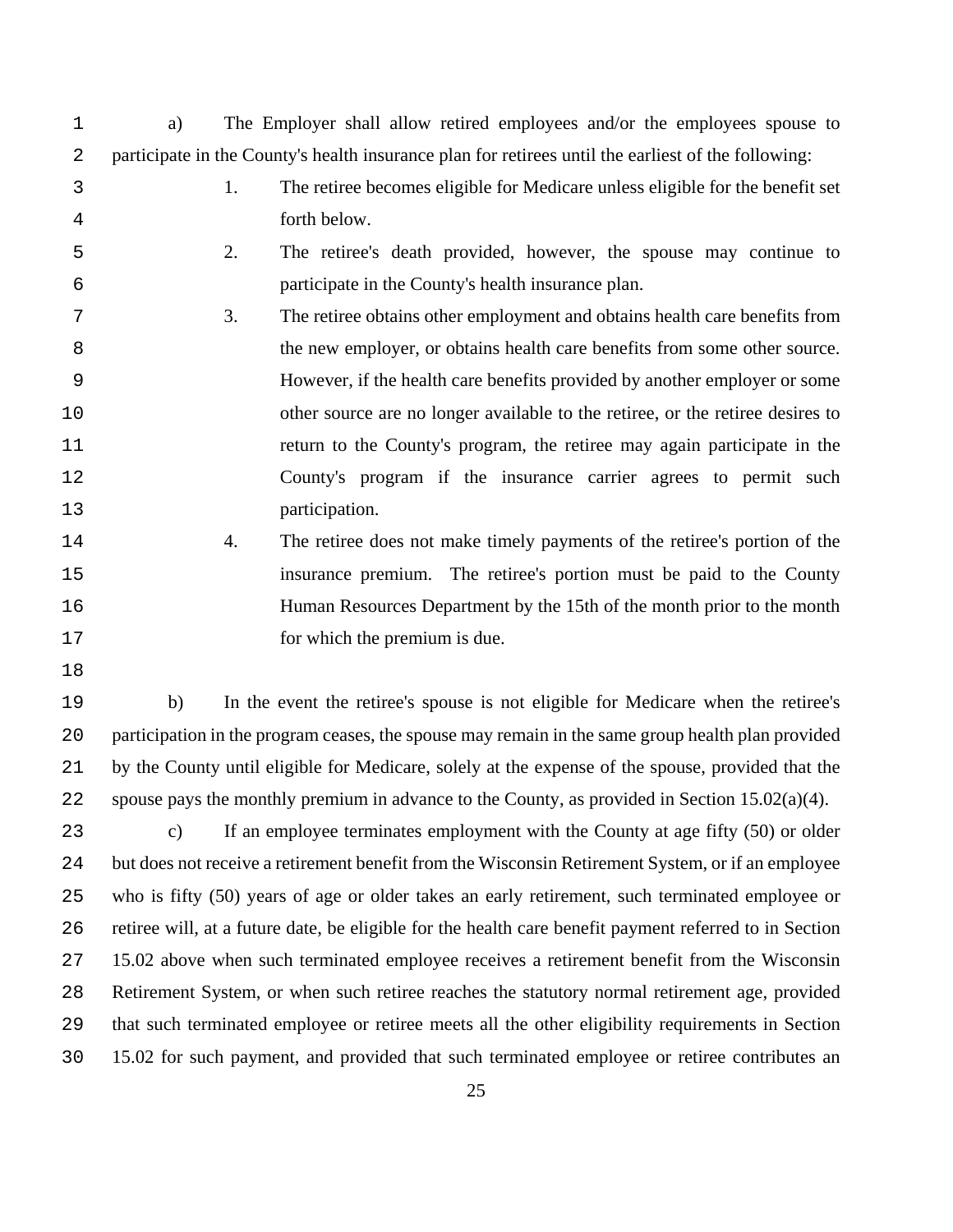a) The Employer shall allow retired employees and/or the employees spouse to participate in the County's health insurance plan for retirees until the earliest of the following:

1. The retiree becomes eligible for Medicare unless eligible for the benefit set forth below.
2. The retiree's death provided, however, the spouse may continue to participate in the County's health insurance plan.
3. The retiree obtains other employment and obtains health care benefits from the new employer, or obtains health care benefits from some other source. However, if the health care benefits provided by another employer or some other source are no longer available to the retiree, or the retiree desires to return to the County's program, the retiree may again participate in the County's program if the insurance carrier agrees to permit such participation.
4. The retiree does not make timely payments of the retiree's portion of the insurance premium. The retiree's portion must be paid to the County Human Resources Department by the 15th of the month prior to the month for which the premium is due.

b) In the event the retiree's spouse is not eligible for Medicare when the retiree's participation in the program ceases, the spouse may remain in the same group health plan provided by the County until eligible for Medicare, solely at the expense of the spouse, provided that the spouse pays the monthly premium in advance to the County, as provided in Section 15.02(a)(4).

c) If an employee terminates employment with the County at age fifty (50) or older but does not receive a retirement benefit from the Wisconsin Retirement System, or if an employee who is fifty (50) years of age or older takes an early retirement, such terminated employee or retiree will, at a future date, be eligible for the health care benefit payment referred to in Section 15.02 above when such terminated employee receives a retirement benefit from the Wisconsin Retirement System, or when such retiree reaches the statutory normal retirement age, provided that such terminated employee or retiree meets all the other eligibility requirements in Section 15.02 for such payment, and provided that such terminated employee or retiree contributes an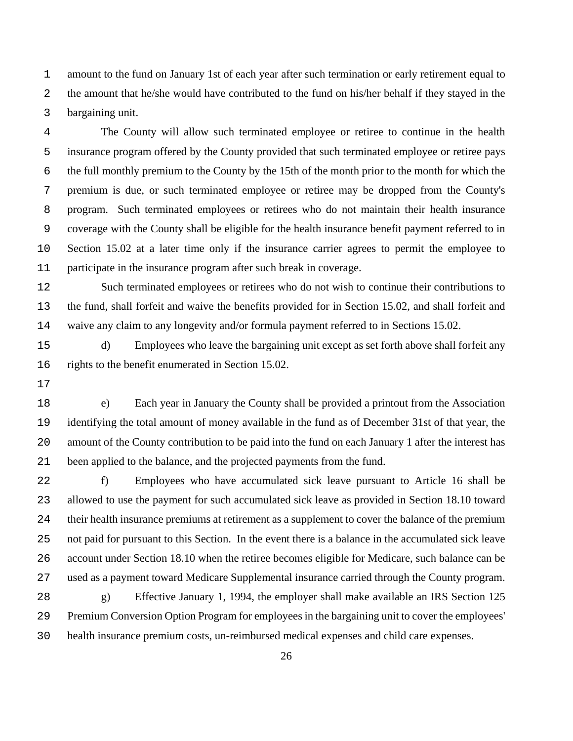amount to the fund on January 1st of each year after such termination or early retirement equal to the amount that he/she would have contributed to the fund on his/her behalf if they stayed in the bargaining unit.

The County will allow such terminated employee or retiree to continue in the health insurance program offered by the County provided that such terminated employee or retiree pays the full monthly premium to the County by the 15th of the month prior to the month for which the premium is due, or such terminated employee or retiree may be dropped from the County's program. Such terminated employees or retirees who do not maintain their health insurance coverage with the County shall be eligible for the health insurance benefit payment referred to in Section 15.02 at a later time only if the insurance carrier agrees to permit the employee to participate in the insurance program after such break in coverage.

Such terminated employees or retirees who do not wish to continue their contributions to the fund, shall forfeit and waive the benefits provided for in Section 15.02, and shall forfeit and waive any claim to any longevity and/or formula payment referred to in Sections 15.02.

d) Employees who leave the bargaining unit except as set forth above shall forfeit any rights to the benefit enumerated in Section 15.02.

e) Each year in January the County shall be provided a printout from the Association identifying the total amount of money available in the fund as of December 31st of that year, the amount of the County contribution to be paid into the fund on each January 1 after the interest has been applied to the balance, and the projected payments from the fund.

f) Employees who have accumulated sick leave pursuant to Article 16 shall be allowed to use the payment for such accumulated sick leave as provided in Section 18.10 toward their health insurance premiums at retirement as a supplement to cover the balance of the premium not paid for pursuant to this Section. In the event there is a balance in the accumulated sick leave account under Section 18.10 when the retiree becomes eligible for Medicare, such balance can be used as a payment toward Medicare Supplemental insurance carried through the County program.

g) Effective January 1, 1994, the employer shall make available an IRS Section 125 Premium Conversion Option Program for employees in the bargaining unit to cover the employees' health insurance premium costs, un-reimbursed medical expenses and child care expenses.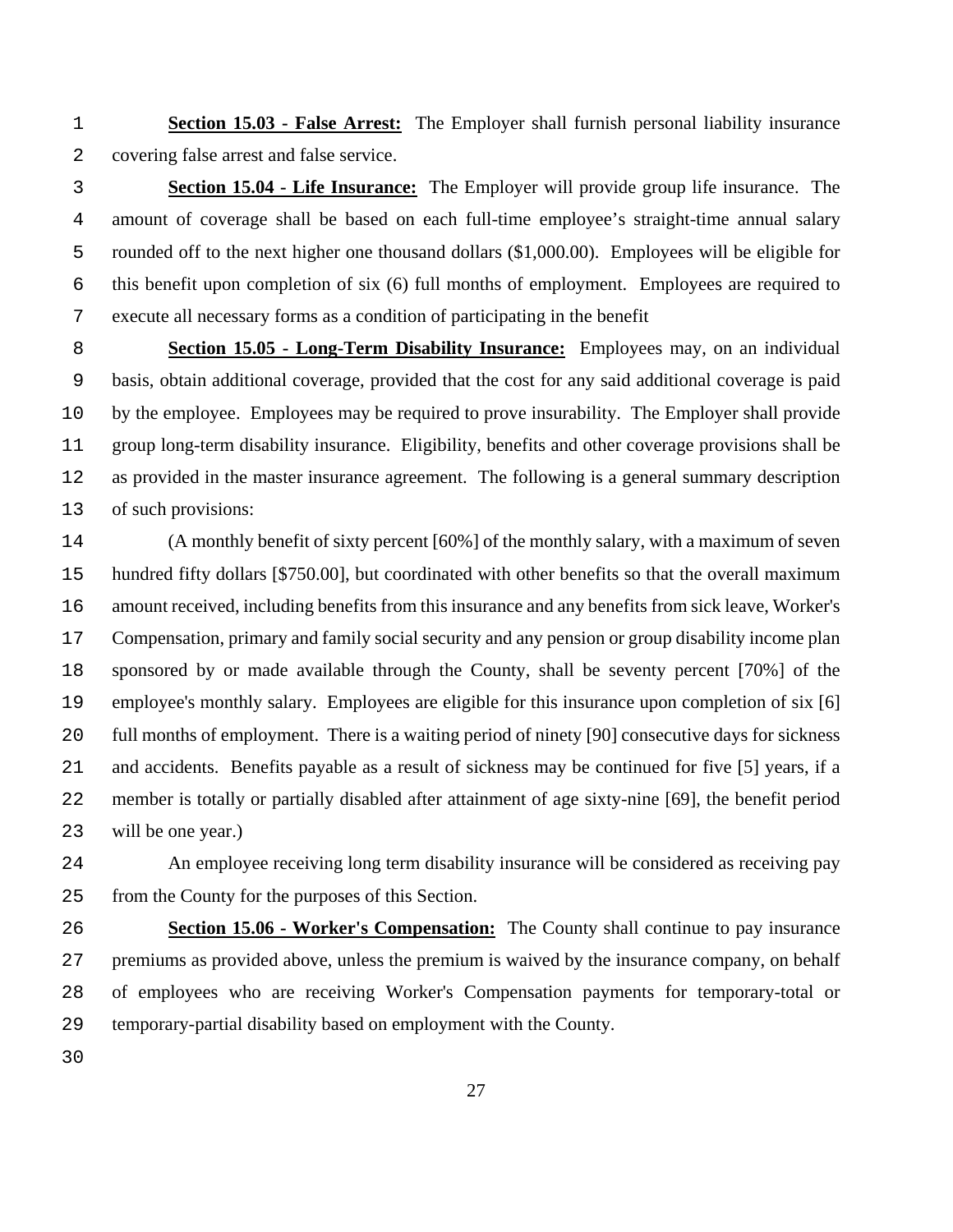**Section 15.03 - False Arrest:** The Employer shall furnish personal liability insurance covering false arrest and false service.

**Section 15.04 - Life Insurance:** The Employer will provide group life insurance. The amount of coverage shall be based on each full-time employee's straight-time annual salary rounded off to the next higher one thousand dollars ($1,000.00). Employees will be eligible for this benefit upon completion of six (6) full months of employment. Employees are required to execute all necessary forms as a condition of participating in the benefit

**Section 15.05 - Long-Term Disability Insurance:** Employees may, on an individual basis, obtain additional coverage, provided that the cost for any said additional coverage is paid by the employee. Employees may be required to prove insurability. The Employer shall provide group long-term disability insurance. Eligibility, benefits and other coverage provisions shall be as provided in the master insurance agreement. The following is a general summary description of such provisions:

(A monthly benefit of sixty percent [60%] of the monthly salary, with a maximum of seven hundred fifty dollars [$750.00], but coordinated with other benefits so that the overall maximum amount received, including benefits from this insurance and any benefits from sick leave, Worker's Compensation, primary and family social security and any pension or group disability income plan sponsored by or made available through the County, shall be seventy percent [70%] of the employee's monthly salary. Employees are eligible for this insurance upon completion of six [6] full months of employment. There is a waiting period of ninety [90] consecutive days for sickness and accidents. Benefits payable as a result of sickness may be continued for five [5] years, if a member is totally or partially disabled after attainment of age sixty-nine [69], the benefit period will be one year.)

An employee receiving long term disability insurance will be considered as receiving pay from the County for the purposes of this Section.

**Section 15.06 - Worker's Compensation:** The County shall continue to pay insurance premiums as provided above, unless the premium is waived by the insurance company, on behalf of employees who are receiving Worker's Compensation payments for temporary-total or temporary-partial disability based on employment with the County.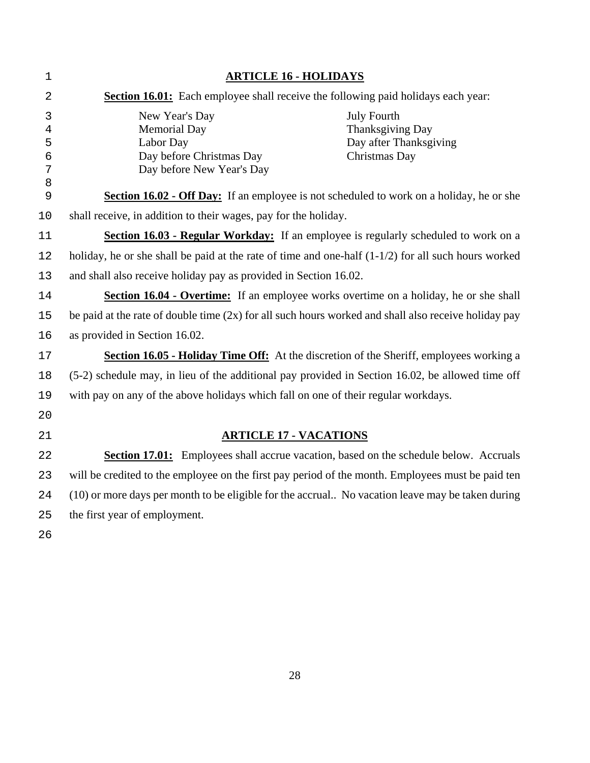## ARTICLE 16 - HOLIDAYS

**Section 16.01:** Each employee shall receive the following paid holidays each year:

- New Year's Day
- Memorial Day
- Labor Day
- Day before Christmas Day
- Day before New Year's Day
- July Fourth
- Thanksgiving Day
- Day after Thanksgiving
- Christmas Day

**Section 16.02 - Off Day:** If an employee is not scheduled to work on a holiday, he or she shall receive, in addition to their wages, pay for the holiday.

**Section 16.03 - Regular Workday:** If an employee is regularly scheduled to work on a holiday, he or she shall be paid at the rate of time and one-half (1-1/2) for all such hours worked and shall also receive holiday pay as provided in Section 16.02.

**Section 16.04 - Overtime:** If an employee works overtime on a holiday, he or she shall be paid at the rate of double time (2x) for all such hours worked and shall also receive holiday pay as provided in Section 16.02.

**Section 16.05 - Holiday Time Off:** At the discretion of the Sheriff, employees working a (5-2) schedule may, in lieu of the additional pay provided in Section 16.02, be allowed time off with pay on any of the above holidays which fall on one of their regular workdays.

## ARTICLE 17 - VACATIONS

**Section 17.01:** Employees shall accrue vacation, based on the schedule below. Accruals will be credited to the employee on the first pay period of the month. Employees must be paid ten (10) or more days per month to be eligible for the accrual.. No vacation leave may be taken during the first year of employment.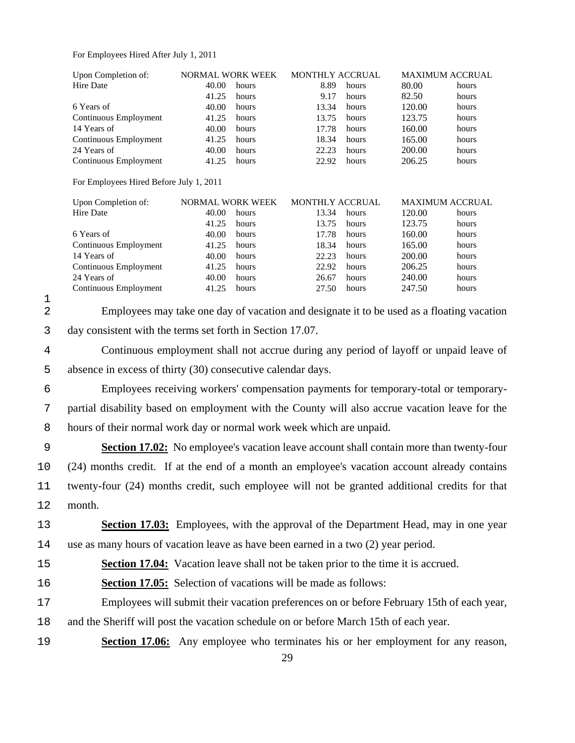For Employees Hired After July 1, 2011

| Upon Completion of: | NORMAL WORK WEEK | | MONTHLY ACCRUAL | | MAXIMUM ACCRUAL | |
|---|---|---|---|---|---|---|
| Hire Date | 40.00 | hours | 8.89 | hours | 80.00 | hours |
| | 41.25 | hours | 9.17 | hours | 82.50 | hours |
| 6 Years of | 40.00 | hours | 13.34 | hours | 120.00 | hours |
| Continuous Employment | 41.25 | hours | 13.75 | hours | 123.75 | hours |
| 14 Years of | 40.00 | hours | 17.78 | hours | 160.00 | hours |
| Continuous Employment | 41.25 | hours | 18.34 | hours | 165.00 | hours |
| 24 Years of | 40.00 | hours | 22.23 | hours | 200.00 | hours |
| Continuous Employment | 41.25 | hours | 22.92 | hours | 206.25 | hours |

For Employees Hired Before July 1, 2011

| Upon Completion of: | NORMAL WORK WEEK | | MONTHLY ACCRUAL | | MAXIMUM ACCRUAL | |
|---|---|---|---|---|---|---|
| Hire Date | 40.00 | hours | 13.34 | hours | 120.00 | hours |
| | 41.25 | hours | 13.75 | hours | 123.75 | hours |
| 6 Years of | 40.00 | hours | 17.78 | hours | 160.00 | hours |
| Continuous Employment | 41.25 | hours | 18.34 | hours | 165.00 | hours |
| 14 Years of | 40.00 | hours | 22.23 | hours | 200.00 | hours |
| Continuous Employment | 41.25 | hours | 22.92 | hours | 206.25 | hours |
| 24 Years of | 40.00 | hours | 26.67 | hours | 240.00 | hours |
| Continuous Employment | 41.25 | hours | 27.50 | hours | 247.50 | hours |

Employees may take one day of vacation and designate it to be used as a floating vacation day consistent with the terms set forth in Section 17.07.

Continuous employment shall not accrue during any period of layoff or unpaid leave of absence in excess of thirty (30) consecutive calendar days.

Employees receiving workers' compensation payments for temporary-total or temporary-partial disability based on employment with the County will also accrue vacation leave for the hours of their normal work day or normal work week which are unpaid.

**Section 17.02:** No employee's vacation leave account shall contain more than twenty-four (24) months credit. If at the end of a month an employee's vacation account already contains twenty-four (24) months credit, such employee will not be granted additional credits for that month.

**Section 17.03:** Employees, with the approval of the Department Head, may in one year use as many hours of vacation leave as have been earned in a two (2) year period.

**Section 17.04:** Vacation leave shall not be taken prior to the time it is accrued.

**Section 17.05:** Selection of vacations will be made as follows:

Employees will submit their vacation preferences on or before February 15th of each year, and the Sheriff will post the vacation schedule on or before March 15th of each year.

**Section 17.06:** Any employee who terminates his or her employment for any reason,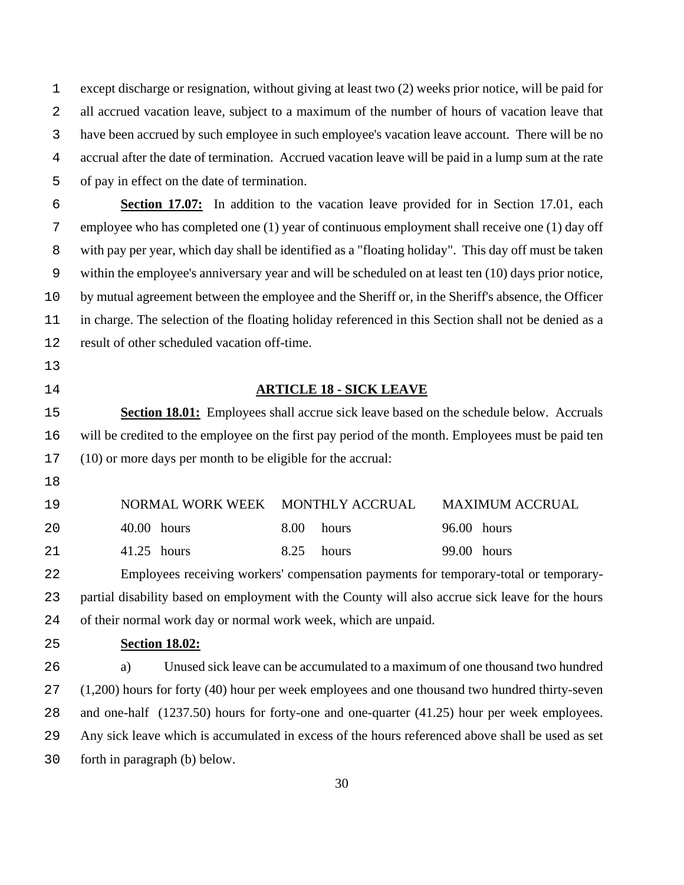except discharge or resignation, without giving at least two (2) weeks prior notice, will be paid for all accrued vacation leave, subject to a maximum of the number of hours of vacation leave that have been accrued by such employee in such employee's vacation leave account. There will be no accrual after the date of termination. Accrued vacation leave will be paid in a lump sum at the rate of pay in effect on the date of termination.

**Section 17.07:** In addition to the vacation leave provided for in Section 17.01, each employee who has completed one (1) year of continuous employment shall receive one (1) day off with pay per year, which day shall be identified as a "floating holiday". This day off must be taken within the employee's anniversary year and will be scheduled on at least ten (10) days prior notice, by mutual agreement between the employee and the Sheriff or, in the Sheriff's absence, the Officer in charge. The selection of the floating holiday referenced in this Section shall not be denied as a result of other scheduled vacation off-time.

## ARTICLE 18 - SICK LEAVE

**Section 18.01:** Employees shall accrue sick leave based on the schedule below. Accruals will be credited to the employee on the first pay period of the month. Employees must be paid ten (10) or more days per month to be eligible for the accrual:

| NORMAL WORK WEEK | MONTHLY ACCRUAL | MAXIMUM ACCRUAL |
|---|---|---|
| 40.00 hours | 8.00 hours | 96.00 hours |
| 41.25 hours | 8.25 hours | 99.00 hours |

Employees receiving workers' compensation payments for temporary-total or temporary-partial disability based on employment with the County will also accrue sick leave for the hours of their normal work day or normal work week, which are unpaid.

**Section 18.02:**

a) Unused sick leave can be accumulated to a maximum of one thousand two hundred (1,200) hours for forty (40) hour per week employees and one thousand two hundred thirty-seven and one-half (1237.50) hours for forty-one and one-quarter (41.25) hour per week employees. Any sick leave which is accumulated in excess of the hours referenced above shall be used as set forth in paragraph (b) below.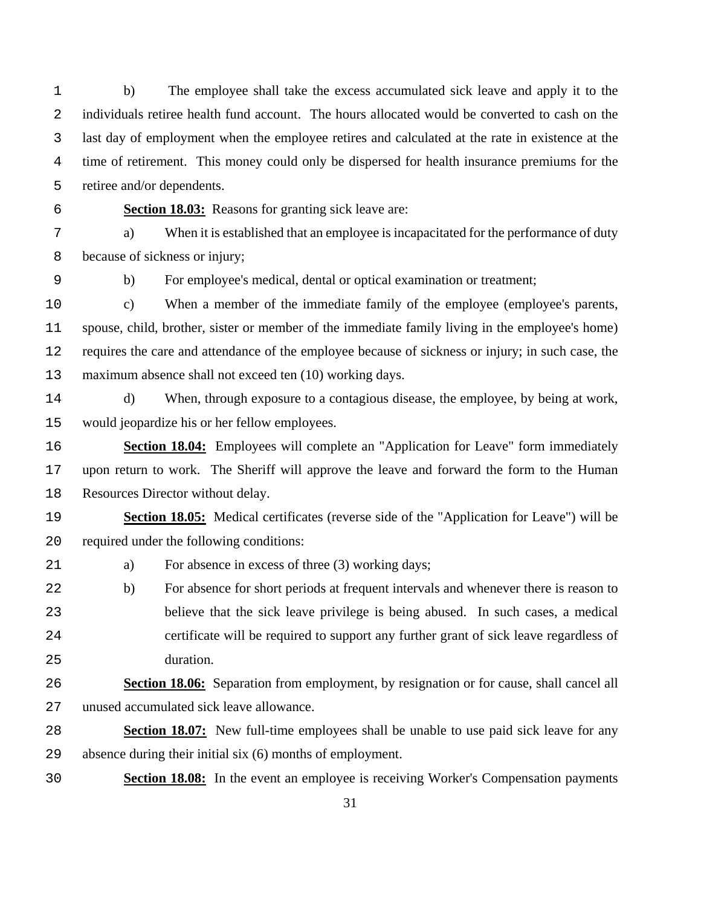b) The employee shall take the excess accumulated sick leave and apply it to the individuals retiree health fund account. The hours allocated would be converted to cash on the last day of employment when the employee retires and calculated at the rate in existence at the time of retirement. This money could only be dispersed for health insurance premiums for the retiree and/or dependents.

**Section 18.03:** Reasons for granting sick leave are:

a) When it is established that an employee is incapacitated for the performance of duty because of sickness or injury;

b) For employee's medical, dental or optical examination or treatment;

c) When a member of the immediate family of the employee (employee's parents, spouse, child, brother, sister or member of the immediate family living in the employee's home) requires the care and attendance of the employee because of sickness or injury; in such case, the maximum absence shall not exceed ten (10) working days.

d) When, through exposure to a contagious disease, the employee, by being at work, would jeopardize his or her fellow employees.

**Section 18.04:** Employees will complete an "Application for Leave" form immediately upon return to work. The Sheriff will approve the leave and forward the form to the Human Resources Director without delay.

**Section 18.05:** Medical certificates (reverse side of the "Application for Leave") will be required under the following conditions:

a) For absence in excess of three (3) working days;

b) For absence for short periods at frequent intervals and whenever there is reason to believe that the sick leave privilege is being abused. In such cases, a medical certificate will be required to support any further grant of sick leave regardless of duration.

**Section 18.06:** Separation from employment, by resignation or for cause, shall cancel all unused accumulated sick leave allowance.

**Section 18.07:** New full-time employees shall be unable to use paid sick leave for any absence during their initial six (6) months of employment.

**Section 18.08:** In the event an employee is receiving Worker's Compensation payments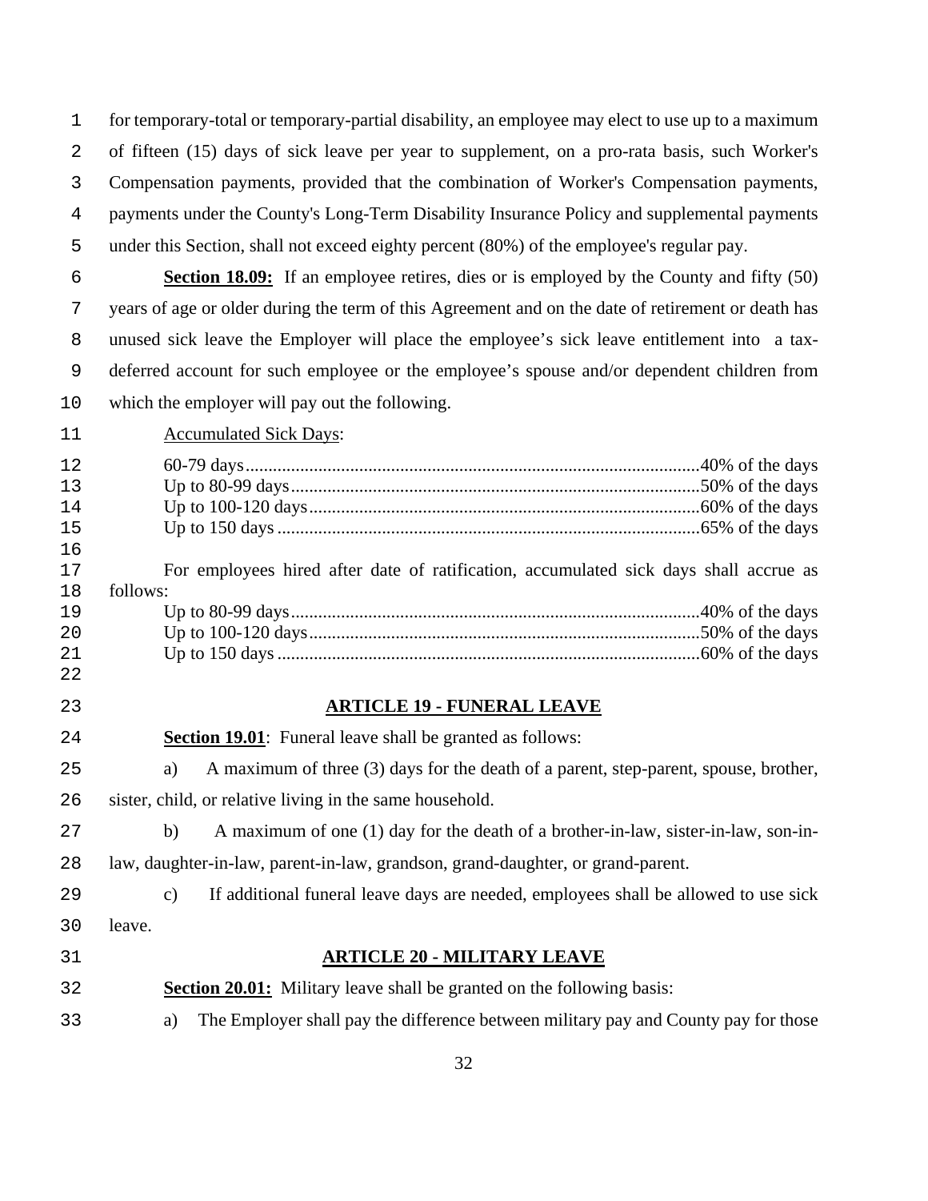for temporary-total or temporary-partial disability, an employee may elect to use up to a maximum of fifteen (15) days of sick leave per year to supplement, on a pro-rata basis, such Worker's Compensation payments, provided that the combination of Worker's Compensation payments, payments under the County's Long-Term Disability Insurance Policy and supplemental payments under this Section, shall not exceed eighty percent (80%) of the employee's regular pay.

**Section 18.09:** If an employee retires, dies or is employed by the County and fifty (50) years of age or older during the term of this Agreement and on the date of retirement or death has unused sick leave the Employer will place the employee's sick leave entitlement into a tax-deferred account for such employee or the employee's spouse and/or dependent children from which the employer will pay out the following.

Accumulated Sick Days:

| | |
|---|---|
| 60-79 days | 40% of the days |
| Up to 80-99 days | 50% of the days |
| Up to 100-120 days | 60% of the days |
| Up to 150 days | 65% of the days |

For employees hired after date of ratification, accumulated sick days shall accrue as follows:

| | |
|---|---|
| Up to 80-99 days | 40% of the days |
| Up to 100-120 days | 50% of the days |
| Up to 150 days | 60% of the days |

## ARTICLE 19 - FUNERAL LEAVE

**Section 19.01**: Funeral leave shall be granted as follows:

a) A maximum of three (3) days for the death of a parent, step-parent, spouse, brother, sister, child, or relative living in the same household.

b) A maximum of one (1) day for the death of a brother-in-law, sister-in-law, son-in-law, daughter-in-law, parent-in-law, grandson, grand-daughter, or grand-parent.

c) If additional funeral leave days are needed, employees shall be allowed to use sick leave.

## ARTICLE 20 - MILITARY LEAVE

**Section 20.01:** Military leave shall be granted on the following basis:

a) The Employer shall pay the difference between military pay and County pay for those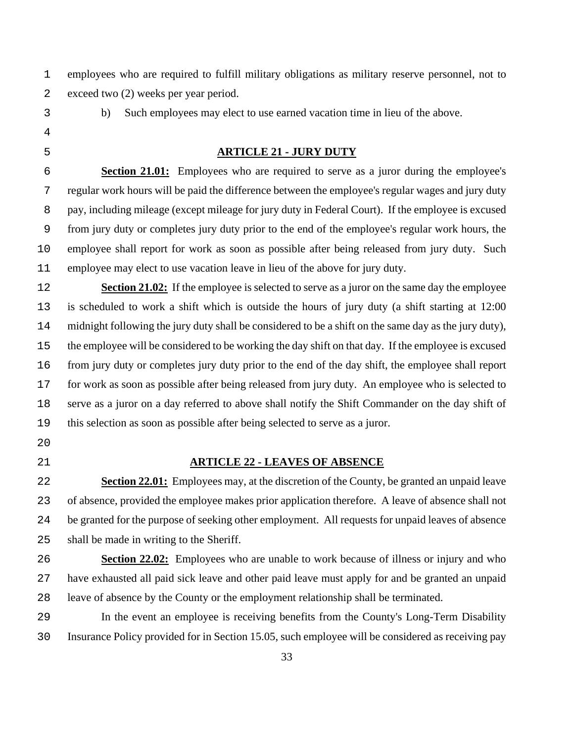employees who are required to fulfill military obligations as military reserve personnel, not to exceed two (2) weeks per year period.

b) Such employees may elect to use earned vacation time in lieu of the above.

## ARTICLE 21 - JURY DUTY

**Section 21.01:** Employees who are required to serve as a juror during the employee's regular work hours will be paid the difference between the employee's regular wages and jury duty pay, including mileage (except mileage for jury duty in Federal Court). If the employee is excused from jury duty or completes jury duty prior to the end of the employee's regular work hours, the employee shall report for work as soon as possible after being released from jury duty. Such employee may elect to use vacation leave in lieu of the above for jury duty.

**Section 21.02:** If the employee is selected to serve as a juror on the same day the employee is scheduled to work a shift which is outside the hours of jury duty (a shift starting at 12:00 midnight following the jury duty shall be considered to be a shift on the same day as the jury duty), the employee will be considered to be working the day shift on that day. If the employee is excused from jury duty or completes jury duty prior to the end of the day shift, the employee shall report for work as soon as possible after being released from jury duty. An employee who is selected to serve as a juror on a day referred to above shall notify the Shift Commander on the day shift of this selection as soon as possible after being selected to serve as a juror.

## ARTICLE 22 - LEAVES OF ABSENCE

**Section 22.01:** Employees may, at the discretion of the County, be granted an unpaid leave of absence, provided the employee makes prior application therefore. A leave of absence shall not be granted for the purpose of seeking other employment. All requests for unpaid leaves of absence shall be made in writing to the Sheriff.

**Section 22.02:** Employees who are unable to work because of illness or injury and who have exhausted all paid sick leave and other paid leave must apply for and be granted an unpaid leave of absence by the County or the employment relationship shall be terminated.

In the event an employee is receiving benefits from the County's Long-Term Disability Insurance Policy provided for in Section 15.05, such employee will be considered as receiving pay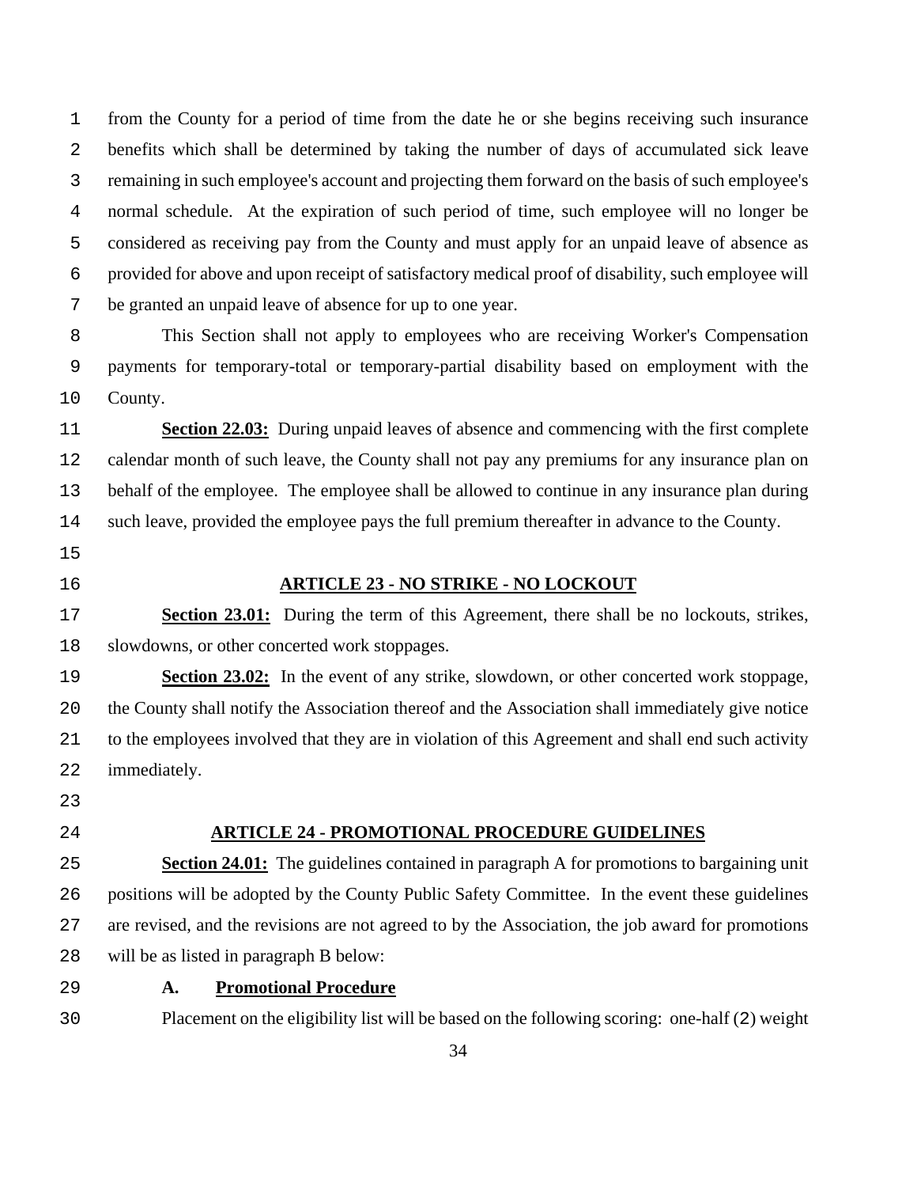from the County for a period of time from the date he or she begins receiving such insurance benefits which shall be determined by taking the number of days of accumulated sick leave remaining in such employee's account and projecting them forward on the basis of such employee's normal schedule. At the expiration of such period of time, such employee will no longer be considered as receiving pay from the County and must apply for an unpaid leave of absence as provided for above and upon receipt of satisfactory medical proof of disability, such employee will be granted an unpaid leave of absence for up to one year.

This Section shall not apply to employees who are receiving Worker's Compensation payments for temporary-total or temporary-partial disability based on employment with the County.

**Section 22.03:** During unpaid leaves of absence and commencing with the first complete calendar month of such leave, the County shall not pay any premiums for any insurance plan on behalf of the employee. The employee shall be allowed to continue in any insurance plan during such leave, provided the employee pays the full premium thereafter in advance to the County.

## ARTICLE 23 - NO STRIKE - NO LOCKOUT

**Section 23.01:** During the term of this Agreement, there shall be no lockouts, strikes, slowdowns, or other concerted work stoppages.

**Section 23.02:** In the event of any strike, slowdown, or other concerted work stoppage, the County shall notify the Association thereof and the Association shall immediately give notice to the employees involved that they are in violation of this Agreement and shall end such activity immediately.

## ARTICLE 24 - PROMOTIONAL PROCEDURE GUIDELINES

**Section 24.01:** The guidelines contained in paragraph A for promotions to bargaining unit positions will be adopted by the County Public Safety Committee. In the event these guidelines are revised, and the revisions are not agreed to by the Association, the job award for promotions will be as listed in paragraph B below:

**A. Promotional Procedure**

Placement on the eligibility list will be based on the following scoring: one-half (2) weight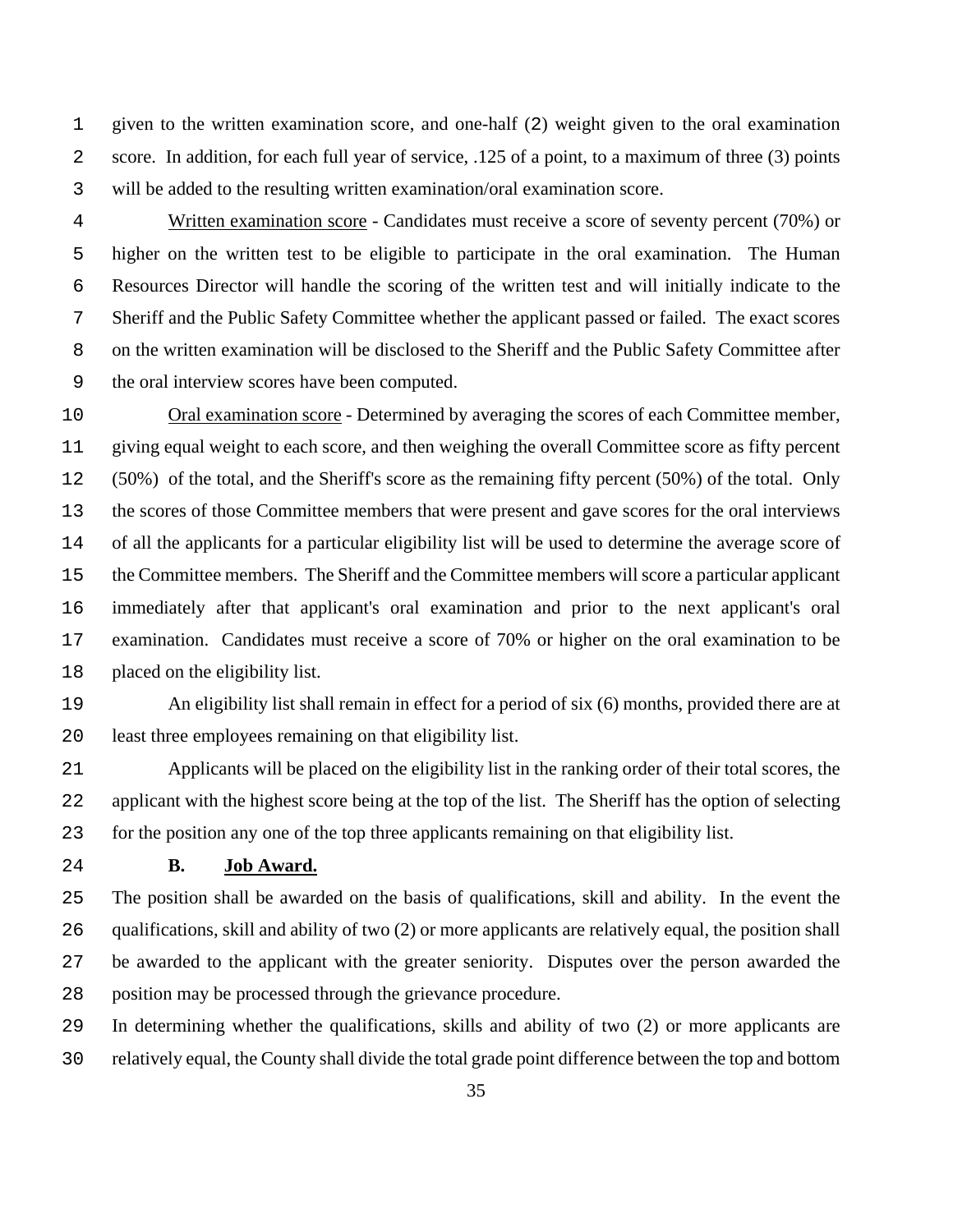given to the written examination score, and one-half (2) weight given to the oral examination score. In addition, for each full year of service, .125 of a point, to a maximum of three (3) points will be added to the resulting written examination/oral examination score.

Written examination score - Candidates must receive a score of seventy percent (70%) or higher on the written test to be eligible to participate in the oral examination. The Human Resources Director will handle the scoring of the written test and will initially indicate to the Sheriff and the Public Safety Committee whether the applicant passed or failed. The exact scores on the written examination will be disclosed to the Sheriff and the Public Safety Committee after the oral interview scores have been computed.

Oral examination score - Determined by averaging the scores of each Committee member, giving equal weight to each score, and then weighing the overall Committee score as fifty percent (50%) of the total, and the Sheriff's score as the remaining fifty percent (50%) of the total. Only the scores of those Committee members that were present and gave scores for the oral interviews of all the applicants for a particular eligibility list will be used to determine the average score of the Committee members. The Sheriff and the Committee members will score a particular applicant immediately after that applicant's oral examination and prior to the next applicant's oral examination. Candidates must receive a score of 70% or higher on the oral examination to be placed on the eligibility list.

An eligibility list shall remain in effect for a period of six (6) months, provided there are at least three employees remaining on that eligibility list.

Applicants will be placed on the eligibility list in the ranking order of their total scores, the applicant with the highest score being at the top of the list. The Sheriff has the option of selecting for the position any one of the top three applicants remaining on that eligibility list.

**B. Job Award.**

The position shall be awarded on the basis of qualifications, skill and ability. In the event the qualifications, skill and ability of two (2) or more applicants are relatively equal, the position shall be awarded to the applicant with the greater seniority. Disputes over the person awarded the position may be processed through the grievance procedure.

In determining whether the qualifications, skills and ability of two (2) or more applicants are relatively equal, the County shall divide the total grade point difference between the top and bottom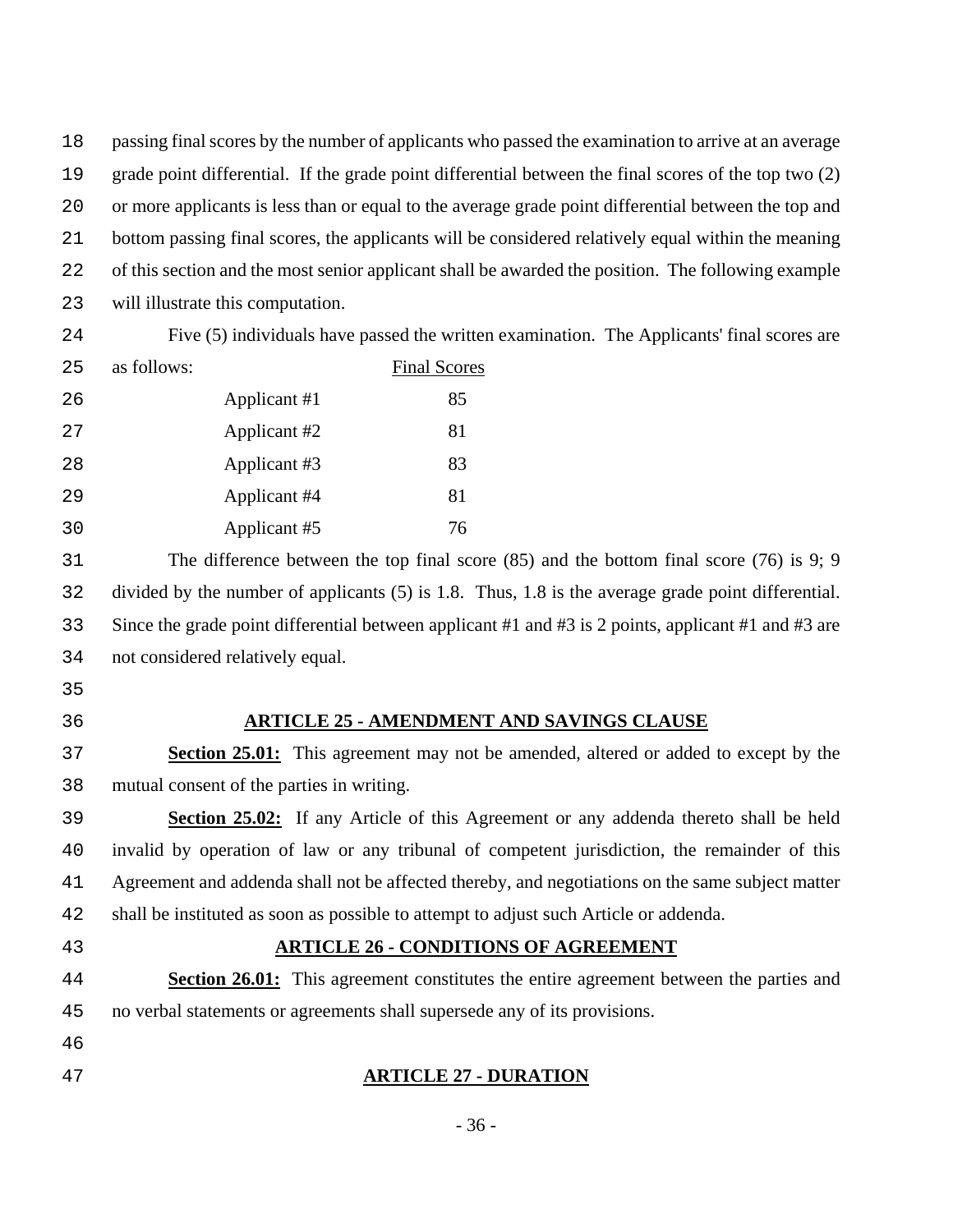passing final scores by the number of applicants who passed the examination to arrive at an average grade point differential. If the grade point differential between the final scores of the top two (2) or more applicants is less than or equal to the average grade point differential between the top and bottom passing final scores, the applicants will be considered relatively equal within the meaning of this section and the most senior applicant shall be awarded the position. The following example will illustrate this computation.

Five (5) individuals have passed the written examination. The Applicants' final scores are as follows:

| | Final Scores |
|---|---|
| Applicant #1 | 85 |
| Applicant #2 | 81 |
| Applicant #3 | 83 |
| Applicant #4 | 81 |
| Applicant #5 | 76 |

The difference between the top final score (85) and the bottom final score (76) is 9; 9 divided by the number of applicants (5) is 1.8. Thus, 1.8 is the average grade point differential. Since the grade point differential between applicant #1 and #3 is 2 points, applicant #1 and #3 are not considered relatively equal.

## ARTICLE 25 - AMENDMENT AND SAVINGS CLAUSE

**Section 25.01:** This agreement may not be amended, altered or added to except by the mutual consent of the parties in writing.

**Section 25.02:** If any Article of this Agreement or any addenda thereto shall be held invalid by operation of law or any tribunal of competent jurisdiction, the remainder of this Agreement and addenda shall not be affected thereby, and negotiations on the same subject matter shall be instituted as soon as possible to attempt to adjust such Article or addenda.

## ARTICLE 26 - CONDITIONS OF AGREEMENT

**Section 26.01:** This agreement constitutes the entire agreement between the parties and no verbal statements or agreements shall supersede any of its provisions.

## ARTICLE 27 - DURATION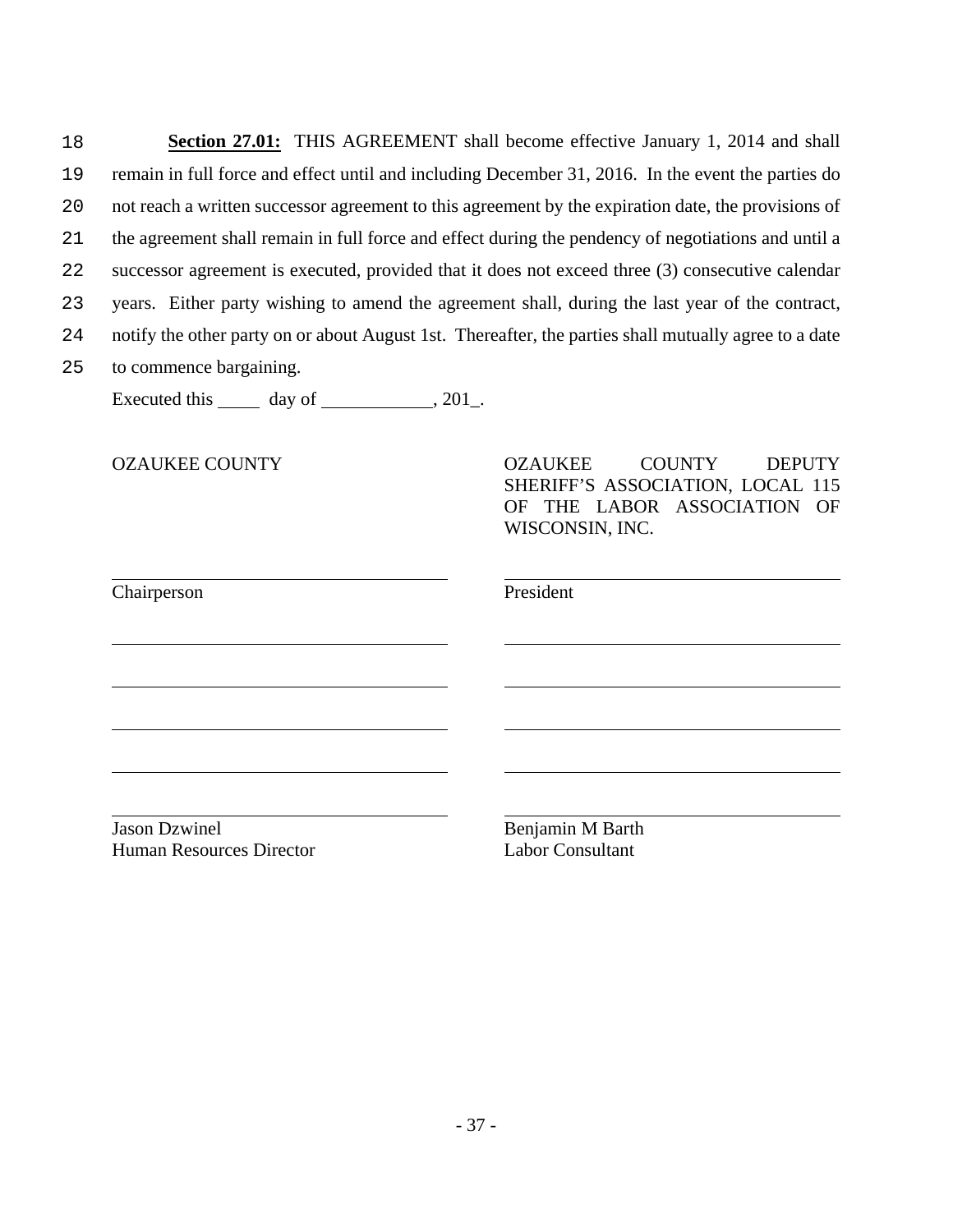**Section 27.01:** THIS AGREEMENT shall become effective January 1, 2014 and shall remain in full force and effect until and including December 31, 2016. In the event the parties do not reach a written successor agreement to this agreement by the expiration date, the provisions of the agreement shall remain in full force and effect during the pendency of negotiations and until a successor agreement is executed, provided that it does not exceed three (3) consecutive calendar years. Either party wishing to amend the agreement shall, during the last year of the contract, notify the other party on or about August 1st. Thereafter, the parties shall mutually agree to a date to commence bargaining.

Executed this _____ day of ____________, 201_.

| | |
|---|---|
| OZAUKEE COUNTY | OZAUKEE COUNTY DEPUTY SHERIFF'S ASSOCIATION, LOCAL 115 OF THE LABOR ASSOCIATION OF WISCONSIN, INC. |
| ______________________________ | ______________________________ |
| Chairperson | President |
| ______________________________ | ______________________________ |
| ______________________________ | ______________________________ |
| ______________________________ | ______________________________ |
| ______________________________ | ______________________________ |
| ______________________________ | ______________________________ |
| Jason Dzwinel<br>Human Resources Director | Benjamin M Barth<br>Labor Consultant |